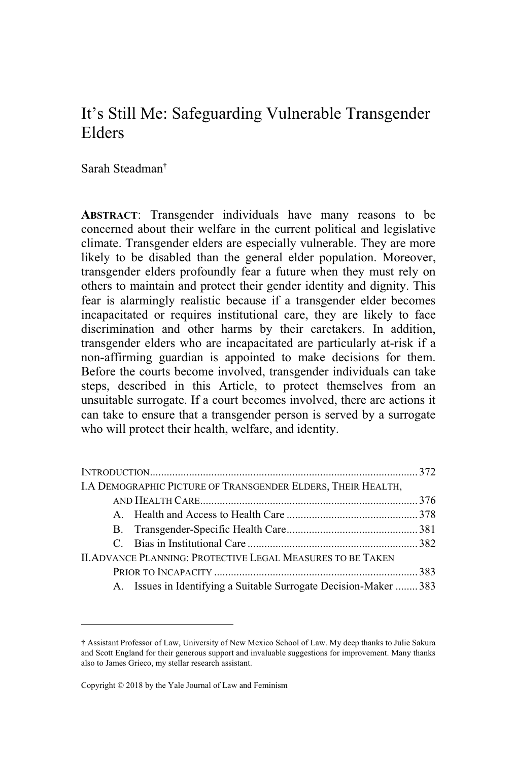# It's Still Me: Safeguarding Vulnerable Transgender Elders

Sarah Steadman[†]

**ABSTRACT**: Transgender individuals have many reasons to be concerned about their welfare in the current political and legislative climate. Transgender elders are especially vulnerable. They are more likely to be disabled than the general elder population. Moreover, transgender elders profoundly fear a future when they must rely on others to maintain and protect their gender identity and dignity. This fear is alarmingly realistic because if a transgender elder becomes incapacitated or requires institutional care, they are likely to face discrimination and other harms by their caretakers. In addition, transgender elders who are incapacitated are particularly at-risk if a non-affirming guardian is appointed to make decisions for them. Before the courts become involved, transgender individuals can take steps, described in this Article, to protect themselves from an unsuitable surrogate. If a court becomes involved, there are actions it can take to ensure that a transgender person is served by a surrogate who will protect their health, welfare, and identity.

INTRODUCTION ..... 372

I. A DEMOGRAPHIC PICTURE OF TRANSGENDER ELDERS, THEIR HEALTH, AND HEALTH CARE ..... 376
- A. Health and Access to Health Care ..... 378
- B. Transgender-Specific Health Care ..... 381
- C. Bias in Institutional Care ..... 382

II. ADVANCE PLANNING: PROTECTIVE LEGAL MEASURES TO BE TAKEN PRIOR TO INCAPACITY ..... 383
- A. Issues in Identifying a Suitable Surrogate Decision-Maker ..... 383

---

[†] Assistant Professor of Law, University of New Mexico School of Law. My deep thanks to Julie Sakura and Scott England for their generous support and invaluable suggestions for improvement. Many thanks also to James Grieco, my stellar research assistant.

Copyright © 2018 by the Yale Journal of Law and Feminism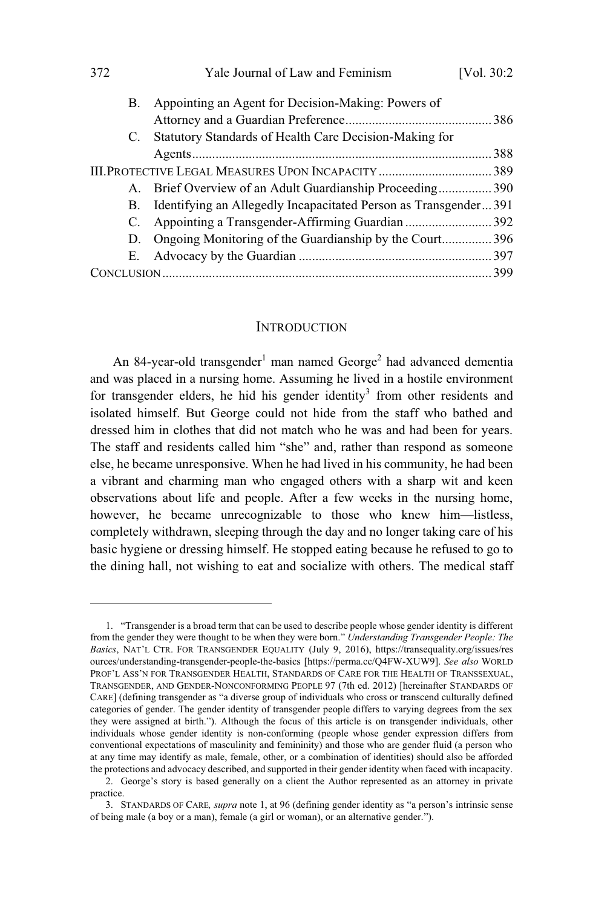B. Appointing an Agent for Decision-Making: Powers of Attorney and a Guardian Preference ... 386

C. Statutory Standards of Health Care Decision-Making for Agents ... 388

III. PROTECTIVE LEGAL MEASURES UPON INCAPACITY ... 389

A. Brief Overview of an Adult Guardianship Proceeding ... 390

B. Identifying an Allegedly Incapacitated Person as Transgender ... 391

C. Appointing a Transgender-Affirming Guardian ... 392

D. Ongoing Monitoring of the Guardianship by the Court ... 396

E. Advocacy by the Guardian ... 397

CONCLUSION ... 399

## INTRODUCTION

An 84-year-old transgender[1] man named George[2] had advanced dementia and was placed in a nursing home. Assuming he lived in a hostile environment for transgender elders, he hid his gender identity[3] from other residents and isolated himself. But George could not hide from the staff who bathed and dressed him in clothes that did not match who he was and had been for years. The staff and residents called him "she" and, rather than respond as someone else, he became unresponsive. When he had lived in his community, he had been a vibrant and charming man who engaged others with a sharp wit and keen observations about life and people. After a few weeks in the nursing home, however, he became unrecognizable to those who knew him—listless, completely withdrawn, sleeping through the day and no longer taking care of his basic hygiene or dressing himself. He stopped eating because he refused to go to the dining hall, not wishing to eat and socialize with others. The medical staff

---

1. "Transgender is a broad term that can be used to describe people whose gender identity is different from the gender they were thought to be when they were born." *Understanding Transgender People: The Basics*, NAT'L CTR. FOR TRANSGENDER EQUALITY (July 9, 2016), https://transequality.org/issues/resources/understanding-transgender-people-the-basics [https://perma.cc/Q4FW-XUW9]. *See also* WORLD PROF'L ASS'N FOR TRANSGENDER HEALTH, STANDARDS OF CARE FOR THE HEALTH OF TRANSSEXUAL, TRANSGENDER, AND GENDER-NONCONFORMING PEOPLE 97 (7th ed. 2012) [hereinafter STANDARDS OF CARE] (defining transgender as "a diverse group of individuals who cross or transcend culturally defined categories of gender. The gender identity of transgender people differs to varying degrees from the sex they were assigned at birth."). Although the focus of this article is on transgender individuals, other individuals whose gender identity is non-conforming (people whose gender expression differs from conventional expectations of masculinity and femininity) and those who are gender fluid (a person who at any time may identify as male, female, other, or a combination of identities) should also be afforded the protections and advocacy described, and supported in their gender identity when faced with incapacity.

2. George's story is based generally on a client the Author represented as an attorney in private practice.

3. STANDARDS OF CARE, *supra* note 1, at 96 (defining gender identity as "a person's intrinsic sense of being male (a boy or a man), female (a girl or woman), or an alternative gender.").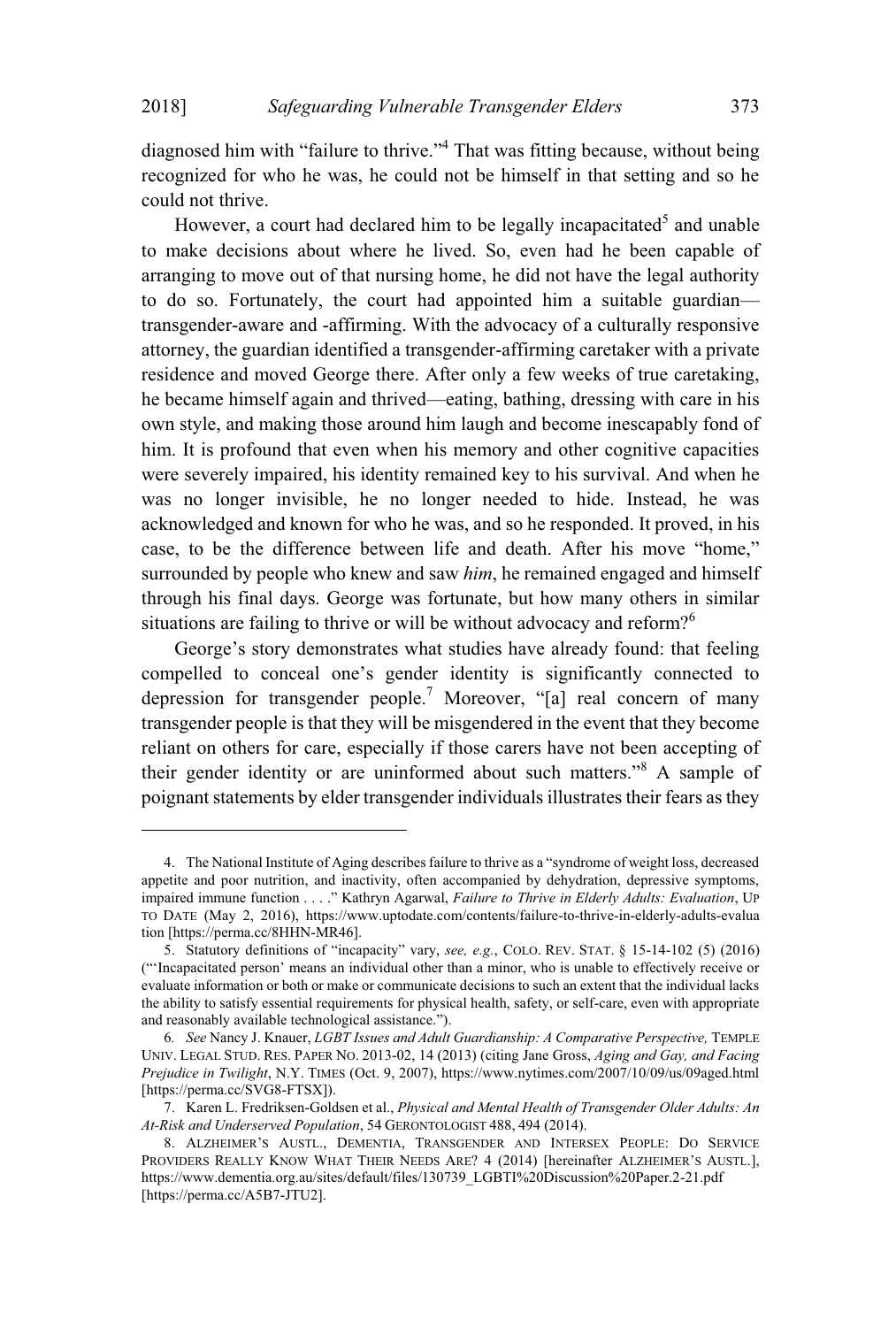diagnosed him with "failure to thrive."[4] That was fitting because, without being recognized for who he was, he could not be himself in that setting and so he could not thrive.

However, a court had declared him to be legally incapacitated[5] and unable to make decisions about where he lived. So, even had he been capable of arranging to move out of that nursing home, he did not have the legal authority to do so. Fortunately, the court had appointed him a suitable guardian—transgender-aware and -affirming. With the advocacy of a culturally responsive attorney, the guardian identified a transgender-affirming caretaker with a private residence and moved George there. After only a few weeks of true caretaking, he became himself again and thrived—eating, bathing, dressing with care in his own style, and making those around him laugh and become inescapably fond of him. It is profound that even when his memory and other cognitive capacities were severely impaired, his identity remained key to his survival. And when he was no longer invisible, he no longer needed to hide. Instead, he was acknowledged and known for who he was, and so he responded. It proved, in his case, to be the difference between life and death. After his move "home," surrounded by people who knew and saw *him*, he remained engaged and himself through his final days. George was fortunate, but how many others in similar situations are failing to thrive or will be without advocacy and reform?[6]

George's story demonstrates what studies have already found: that feeling compelled to conceal one's gender identity is significantly connected to depression for transgender people.[7] Moreover, "[a] real concern of many transgender people is that they will be misgendered in the event that they become reliant on others for care, especially if those carers have not been accepting of their gender identity or are uninformed about such matters."[8] A sample of poignant statements by elder transgender individuals illustrates their fears as they

---

4. The National Institute of Aging describes failure to thrive as a "syndrome of weight loss, decreased appetite and poor nutrition, and inactivity, often accompanied by dehydration, depressive symptoms, impaired immune function . . . ." Kathryn Agarwal, *Failure to Thrive in Elderly Adults: Evaluation*, UP TO DATE (May 2, 2016), https://www.uptodate.com/contents/failure-to-thrive-in-elderly-adults-evaluation [https://perma.cc/8HHN-MR46].

5. Statutory definitions of "incapacity" vary, *see, e.g.*, COLO. REV. STAT. § 15-14-102 (5) (2016) ("'Incapacitated person' means an individual other than a minor, who is unable to effectively receive or evaluate information or both or make or communicate decisions to such an extent that the individual lacks the ability to satisfy essential requirements for physical health, safety, or self-care, even with appropriate and reasonably available technological assistance.").

6. *See* Nancy J. Knauer, *LGBT Issues and Adult Guardianship: A Comparative Perspective,* TEMPLE UNIV. LEGAL STUD. RES. PAPER NO. 2013-02, 14 (2013) (citing Jane Gross, *Aging and Gay, and Facing Prejudice in Twilight*, N.Y. TIMES (Oct. 9, 2007), https://www.nytimes.com/2007/10/09/us/09aged.html [https://perma.cc/SVG8-FTSX]).

7. Karen L. Fredriksen-Goldsen et al., *Physical and Mental Health of Transgender Older Adults: An At-Risk and Underserved Population*, 54 GERONTOLOGIST 488, 494 (2014).

8. ALZHEIMER'S AUSTL., DEMENTIA, TRANSGENDER AND INTERSEX PEOPLE: DO SERVICE PROVIDERS REALLY KNOW WHAT THEIR NEEDS ARE? 4 (2014) [hereinafter ALZHEIMER'S AUSTL.], https://www.dementia.org.au/sites/default/files/130739_LGBTI%20Discussion%20Paper.2-21.pdf [https://perma.cc/A5B7-JTU2].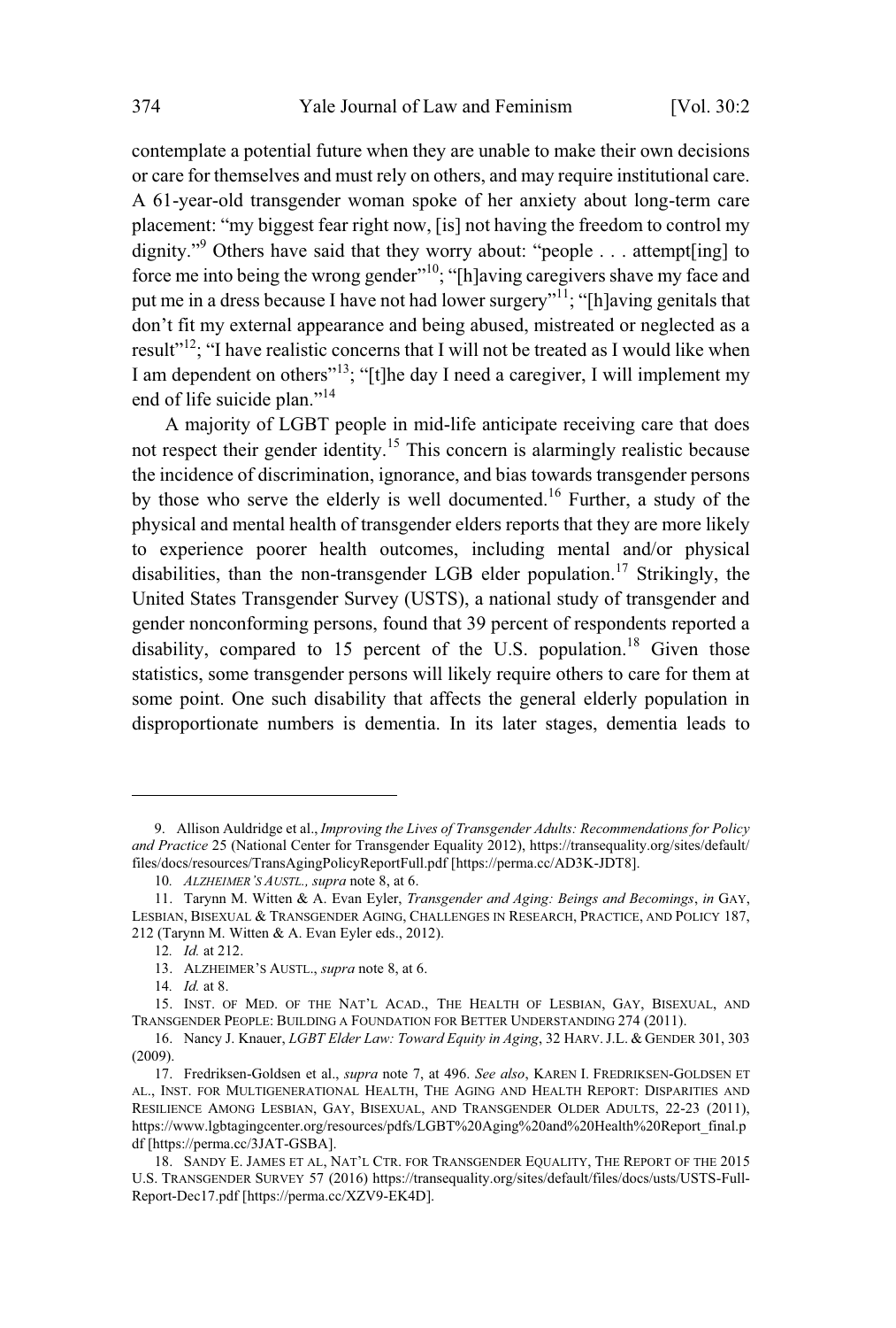contemplate a potential future when they are unable to make their own decisions or care for themselves and must rely on others, and may require institutional care. A 61-year-old transgender woman spoke of her anxiety about long-term care placement: "my biggest fear right now, [is] not having the freedom to control my dignity."[9] Others have said that they worry about: "people . . . attempt[ing] to force me into being the wrong gender"[10]; "[h]aving caregivers shave my face and put me in a dress because I have not had lower surgery"[11]; "[h]aving genitals that don't fit my external appearance and being abused, mistreated or neglected as a result"[12]; "I have realistic concerns that I will not be treated as I would like when I am dependent on others"[13]; "[t]he day I need a caregiver, I will implement my end of life suicide plan."[14]

A majority of LGBT people in mid-life anticipate receiving care that does not respect their gender identity.[15] This concern is alarmingly realistic because the incidence of discrimination, ignorance, and bias towards transgender persons by those who serve the elderly is well documented.[16] Further, a study of the physical and mental health of transgender elders reports that they are more likely to experience poorer health outcomes, including mental and/or physical disabilities, than the non-transgender LGB elder population.[17] Strikingly, the United States Transgender Survey (USTS), a national study of transgender and gender nonconforming persons, found that 39 percent of respondents reported a disability, compared to 15 percent of the U.S. population.[18] Given those statistics, some transgender persons will likely require others to care for them at some point. One such disability that affects the general elderly population in disproportionate numbers is dementia. In its later stages, dementia leads to

---

9. Allison Auldridge et al., *Improving the Lives of Transgender Adults: Recommendations for Policy and Practice* 25 (National Center for Transgender Equality 2012), https://transequality.org/sites/default/files/docs/resources/TransAgingPolicyReportFull.pdf [https://perma.cc/AD3K-JDT8].

10. *ALZHEIMER'S AUSTL., supra* note 8, at 6.

11. Tarynn M. Witten & A. Evan Eyler, *Transgender and Aging: Beings and Becomings*, *in* GAY, LESBIAN, BISEXUAL & TRANSGENDER AGING, CHALLENGES IN RESEARCH, PRACTICE, AND POLICY 187, 212 (Tarynn M. Witten & A. Evan Eyler eds., 2012).

12. *Id.* at 212.

13. ALZHEIMER'S AUSTL., *supra* note 8, at 6.

14. *Id.* at 8.

15. INST. OF MED. OF THE NAT'L ACAD., THE HEALTH OF LESBIAN, GAY, BISEXUAL, AND TRANSGENDER PEOPLE: BUILDING A FOUNDATION FOR BETTER UNDERSTANDING 274 (2011).

16. Nancy J. Knauer, *LGBT Elder Law: Toward Equity in Aging*, 32 HARV. J.L. & GENDER 301, 303 (2009).

17. Fredriksen-Goldsen et al., *supra* note 7, at 496. *See also*, KAREN I. FREDRIKSEN-GOLDSEN ET AL., INST. FOR MULTIGENERATIONAL HEALTH, THE AGING AND HEALTH REPORT: DISPARITIES AND RESILIENCE AMONG LESBIAN, GAY, BISEXUAL, AND TRANSGENDER OLDER ADULTS, 22-23 (2011), https://www.lgbtagingcenter.org/resources/pdfs/LGBT%20Aging%20and%20Health%20Report_final.pdf [https://perma.cc/3JAT-GSBA].

18. SANDY E. JAMES ET AL, NAT'L CTR. FOR TRANSGENDER EQUALITY, THE REPORT OF THE 2015 U.S. TRANSGENDER SURVEY 57 (2016) https://transequality.org/sites/default/files/docs/usts/USTS-Full-Report-Dec17.pdf [https://perma.cc/XZV9-EK4D].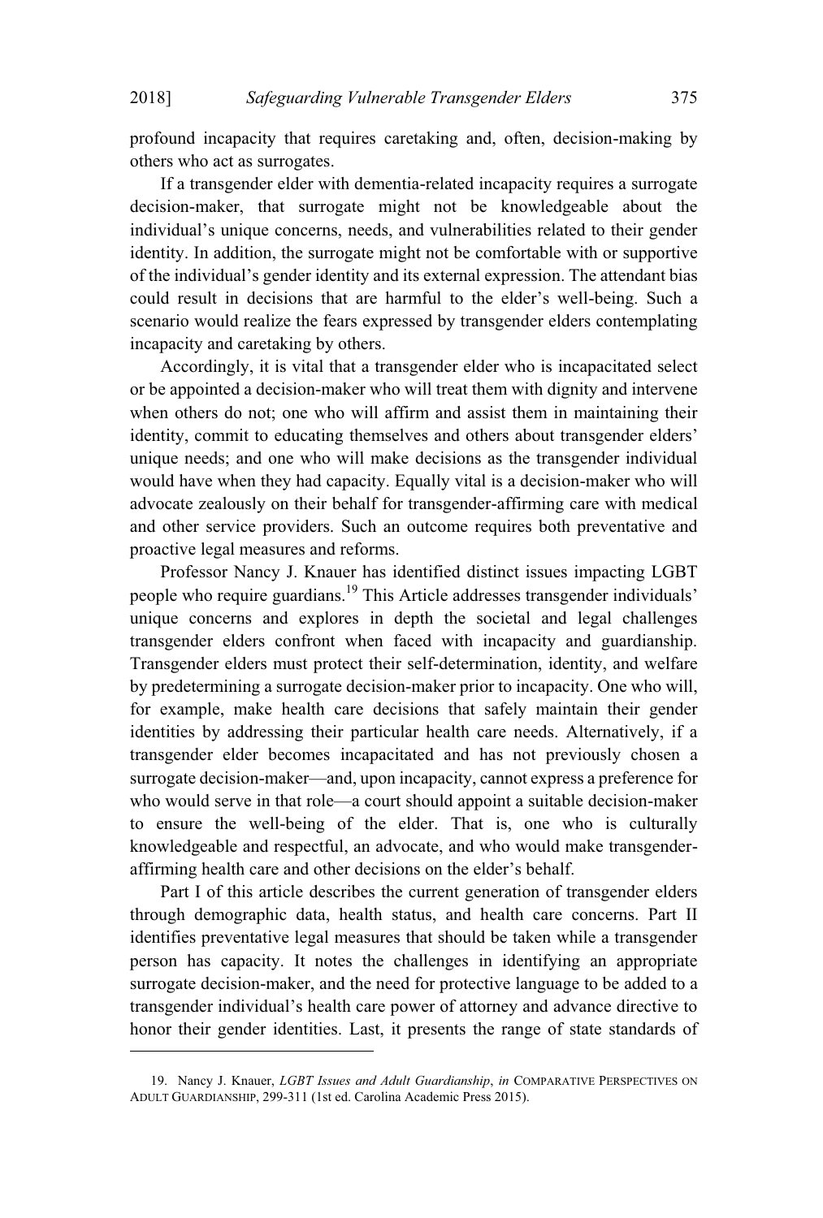profound incapacity that requires caretaking and, often, decision-making by others who act as surrogates.

If a transgender elder with dementia-related incapacity requires a surrogate decision-maker, that surrogate might not be knowledgeable about the individual's unique concerns, needs, and vulnerabilities related to their gender identity. In addition, the surrogate might not be comfortable with or supportive of the individual's gender identity and its external expression. The attendant bias could result in decisions that are harmful to the elder's well-being. Such a scenario would realize the fears expressed by transgender elders contemplating incapacity and caretaking by others.

Accordingly, it is vital that a transgender elder who is incapacitated select or be appointed a decision-maker who will treat them with dignity and intervene when others do not; one who will affirm and assist them in maintaining their identity, commit to educating themselves and others about transgender elders' unique needs; and one who will make decisions as the transgender individual would have when they had capacity. Equally vital is a decision-maker who will advocate zealously on their behalf for transgender-affirming care with medical and other service providers. Such an outcome requires both preventative and proactive legal measures and reforms.

Professor Nancy J. Knauer has identified distinct issues impacting LGBT people who require guardians.[19] This Article addresses transgender individuals' unique concerns and explores in depth the societal and legal challenges transgender elders confront when faced with incapacity and guardianship. Transgender elders must protect their self-determination, identity, and welfare by predetermining a surrogate decision-maker prior to incapacity. One who will, for example, make health care decisions that safely maintain their gender identities by addressing their particular health care needs. Alternatively, if a transgender elder becomes incapacitated and has not previously chosen a surrogate decision-maker—and, upon incapacity, cannot express a preference for who would serve in that role—a court should appoint a suitable decision-maker to ensure the well-being of the elder. That is, one who is culturally knowledgeable and respectful, an advocate, and who would make transgender-affirming health care and other decisions on the elder's behalf.

Part I of this article describes the current generation of transgender elders through demographic data, health status, and health care concerns. Part II identifies preventative legal measures that should be taken while a transgender person has capacity. It notes the challenges in identifying an appropriate surrogate decision-maker, and the need for protective language to be added to a transgender individual's health care power of attorney and advance directive to honor their gender identities. Last, it presents the range of state standards of

---

19. Nancy J. Knauer, *LGBT Issues and Adult Guardianship*, *in* COMPARATIVE PERSPECTIVES ON ADULT GUARDIANSHIP, 299-311 (1st ed. Carolina Academic Press 2015).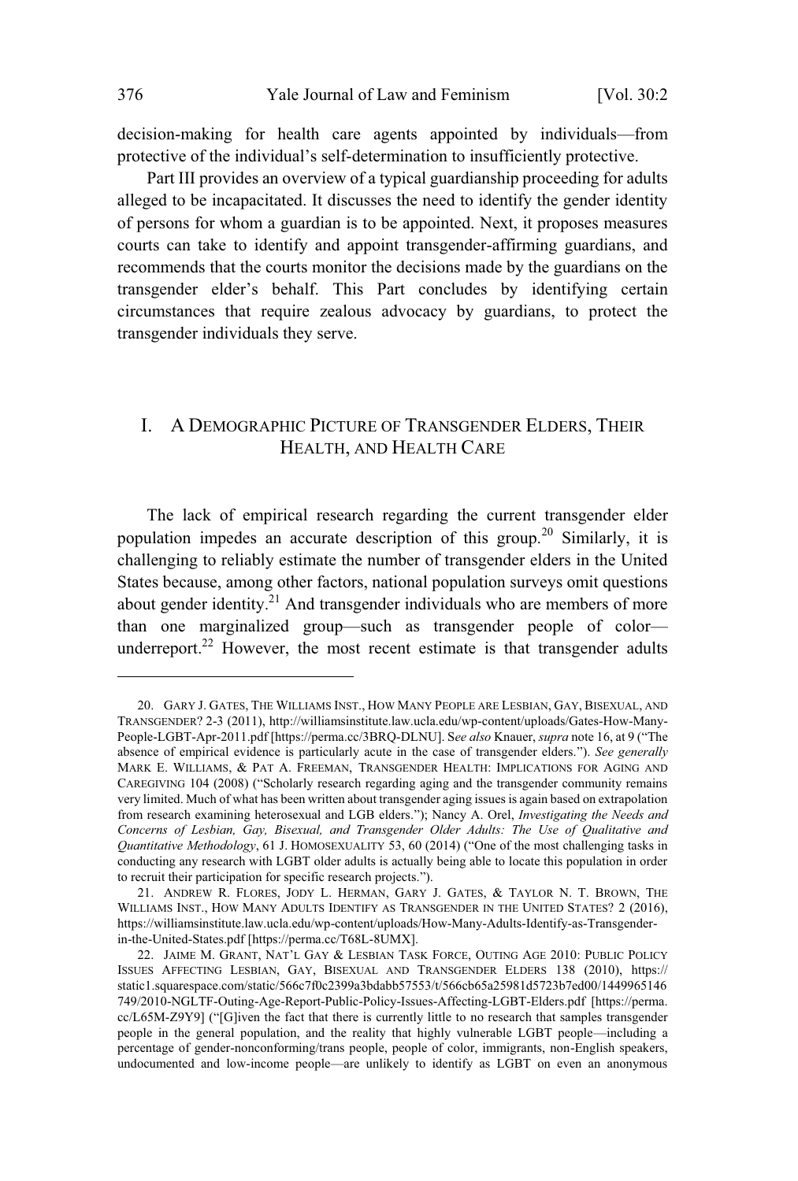decision-making for health care agents appointed by individuals—from protective of the individual's self-determination to insufficiently protective.

Part III provides an overview of a typical guardianship proceeding for adults alleged to be incapacitated. It discusses the need to identify the gender identity of persons for whom a guardian is to be appointed. Next, it proposes measures courts can take to identify and appoint transgender-affirming guardians, and recommends that the courts monitor the decisions made by the guardians on the transgender elder's behalf. This Part concludes by identifying certain circumstances that require zealous advocacy by guardians, to protect the transgender individuals they serve.

## I. A DEMOGRAPHIC PICTURE OF TRANSGENDER ELDERS, THEIR HEALTH, AND HEALTH CARE

The lack of empirical research regarding the current transgender elder population impedes an accurate description of this group.[20] Similarly, it is challenging to reliably estimate the number of transgender elders in the United States because, among other factors, national population surveys omit questions about gender identity.[21] And transgender individuals who are members of more than one marginalized group—such as transgender people of color—underreport.[22] However, the most recent estimate is that transgender adults

---

20. GARY J. GATES, THE WILLIAMS INST., HOW MANY PEOPLE ARE LESBIAN, GAY, BISEXUAL, AND TRANSGENDER? 2-3 (2011), http://williamsinstitute.law.ucla.edu/wp-content/uploads/Gates-How-Many-People-LGBT-Apr-2011.pdf [https://perma.cc/3BRQ-DLNU]. S*ee also* Knauer, *supra* note 16, at 9 ("The absence of empirical evidence is particularly acute in the case of transgender elders."). *See generally* MARK E. WILLIAMS, & PAT A. FREEMAN, TRANSGENDER HEALTH: IMPLICATIONS FOR AGING AND CAREGIVING 104 (2008) ("Scholarly research regarding aging and the transgender community remains very limited. Much of what has been written about transgender aging issues is again based on extrapolation from research examining heterosexual and LGB elders."); Nancy A. Orel, *Investigating the Needs and Concerns of Lesbian, Gay, Bisexual, and Transgender Older Adults: The Use of Qualitative and Quantitative Methodology*, 61 J. HOMOSEXUALITY 53, 60 (2014) ("One of the most challenging tasks in conducting any research with LGBT older adults is actually being able to locate this population in order to recruit their participation for specific research projects.").

21. ANDREW R. FLORES, JODY L. HERMAN, GARY J. GATES, & TAYLOR N. T. BROWN, THE WILLIAMS INST., HOW MANY ADULTS IDENTIFY AS TRANSGENDER IN THE UNITED STATES? 2 (2016), https://williamsinstitute.law.ucla.edu/wp-content/uploads/How-Many-Adults-Identify-as-Transgender-in-the-United-States.pdf [https://perma.cc/T68L-8UMX].

22. JAIME M. GRANT, NAT'L GAY & LESBIAN TASK FORCE, OUTING AGE 2010: PUBLIC POLICY ISSUES AFFECTING LESBIAN, GAY, BISEXUAL AND TRANSGENDER ELDERS 138 (2010), https://static1.squarespace.com/static/566c7f0c2399a3bdabb57553/t/566cb65a25981d5723b7ed00/1449965146749/2010-NGLTF-Outing-Age-Report-Public-Policy-Issues-Affecting-LGBT-Elders.pdf [https://perma.cc/L65M-Z9Y9] ("[G]iven the fact that there is currently little to no research that samples transgender people in the general population, and the reality that highly vulnerable LGBT people—including a percentage of gender-nonconforming/trans people, people of color, immigrants, non-English speakers, undocumented and low-income people—are unlikely to identify as LGBT on even an anonymous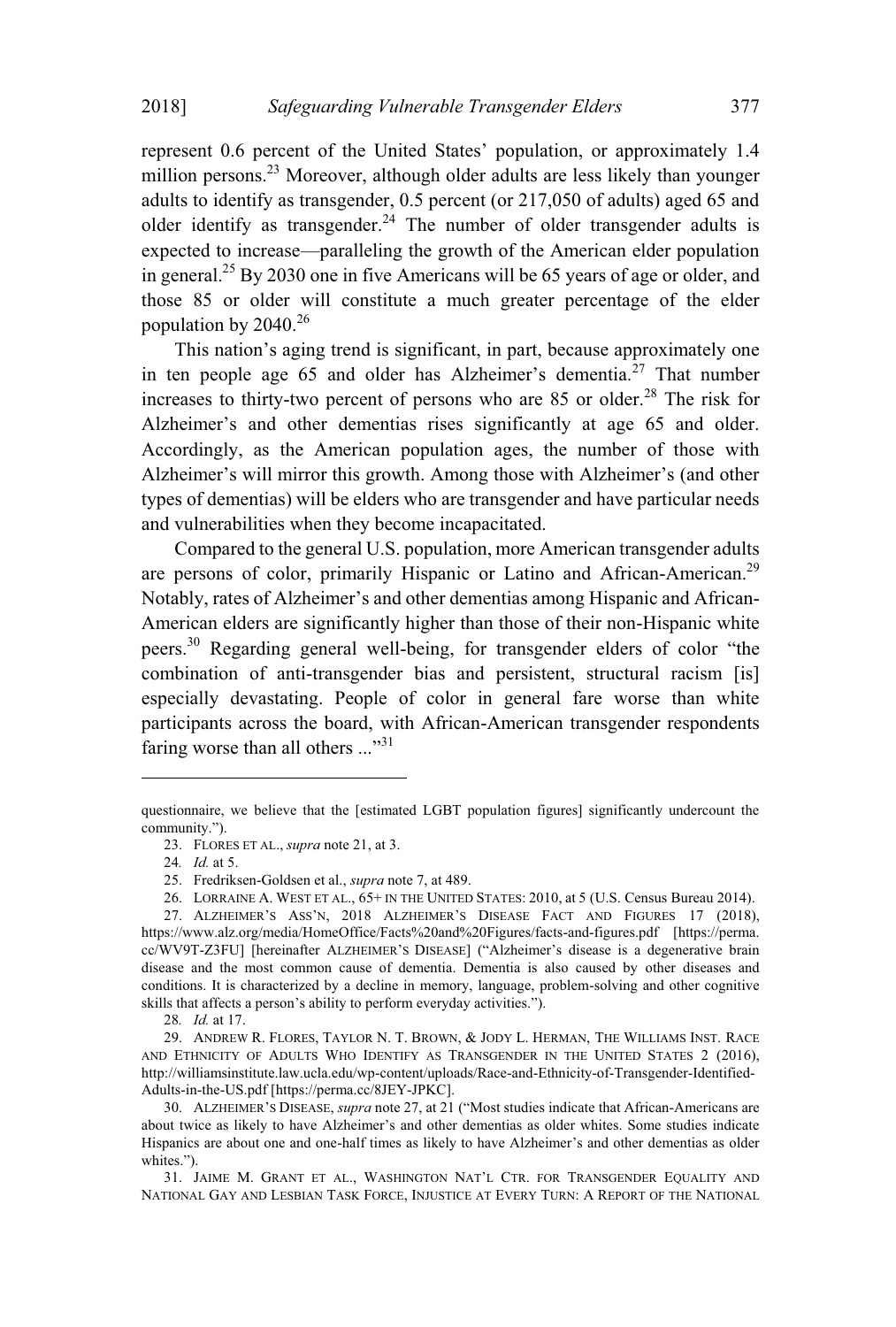represent 0.6 percent of the United States' population, or approximately 1.4 million persons.[23] Moreover, although older adults are less likely than younger adults to identify as transgender, 0.5 percent (or 217,050 of adults) aged 65 and older identify as transgender.[24] The number of older transgender adults is expected to increase—paralleling the growth of the American elder population in general.[25] By 2030 one in five Americans will be 65 years of age or older, and those 85 or older will constitute a much greater percentage of the elder population by 2040.[26]

This nation's aging trend is significant, in part, because approximately one in ten people age 65 and older has Alzheimer's dementia.[27] That number increases to thirty-two percent of persons who are 85 or older.[28] The risk for Alzheimer's and other dementias rises significantly at age 65 and older. Accordingly, as the American population ages, the number of those with Alzheimer's will mirror this growth. Among those with Alzheimer's (and other types of dementias) will be elders who are transgender and have particular needs and vulnerabilities when they become incapacitated.

Compared to the general U.S. population, more American transgender adults are persons of color, primarily Hispanic or Latino and African-American.[29] Notably, rates of Alzheimer's and other dementias among Hispanic and African-American elders are significantly higher than those of their non-Hispanic white peers.[30] Regarding general well-being, for transgender elders of color "the combination of anti-transgender bias and persistent, structural racism [is] especially devastating. People of color in general fare worse than white participants across the board, with African-American transgender respondents faring worse than all others ..."[31]

---

questionnaire, we believe that the [estimated LGBT population figures] significantly undercount the community.").

23. FLORES ET AL., *supra* note 21, at 3.

24. *Id.* at 5.

25. Fredriksen-Goldsen et al., *supra* note 7, at 489.

26. LORRAINE A. WEST ET AL., 65+ IN THE UNITED STATES: 2010, at 5 (U.S. Census Bureau 2014).

27. ALZHEIMER'S ASS'N, 2018 ALZHEIMER'S DISEASE FACT AND FIGURES 17 (2018), https://www.alz.org/media/HomeOffice/Facts%20and%20Figures/facts-and-figures.pdf [https://perma.cc/WV9T-Z3FU] [hereinafter ALZHEIMER'S DISEASE] ("Alzheimer's disease is a degenerative brain disease and the most common cause of dementia. Dementia is also caused by other diseases and conditions. It is characterized by a decline in memory, language, problem-solving and other cognitive skills that affects a person's ability to perform everyday activities.").

28. *Id.* at 17.

29. ANDREW R. FLORES, TAYLOR N. T. BROWN, & JODY L. HERMAN, THE WILLIAMS INST. RACE AND ETHNICITY OF ADULTS WHO IDENTIFY AS TRANSGENDER IN THE UNITED STATES 2 (2016), http://williamsinstitute.law.ucla.edu/wp-content/uploads/Race-and-Ethnicity-of-Transgender-Identified-Adults-in-the-US.pdf [https://perma.cc/8JEY-JPKC].

30. ALZHEIMER'S DISEASE, *supra* note 27, at 21 ("Most studies indicate that African-Americans are about twice as likely to have Alzheimer's and other dementias as older whites. Some studies indicate Hispanics are about one and one-half times as likely to have Alzheimer's and other dementias as older whites.").

31. JAIME M. GRANT ET AL., WASHINGTON NAT'L CTR. FOR TRANSGENDER EQUALITY AND NATIONAL GAY AND LESBIAN TASK FORCE, INJUSTICE AT EVERY TURN: A REPORT OF THE NATIONAL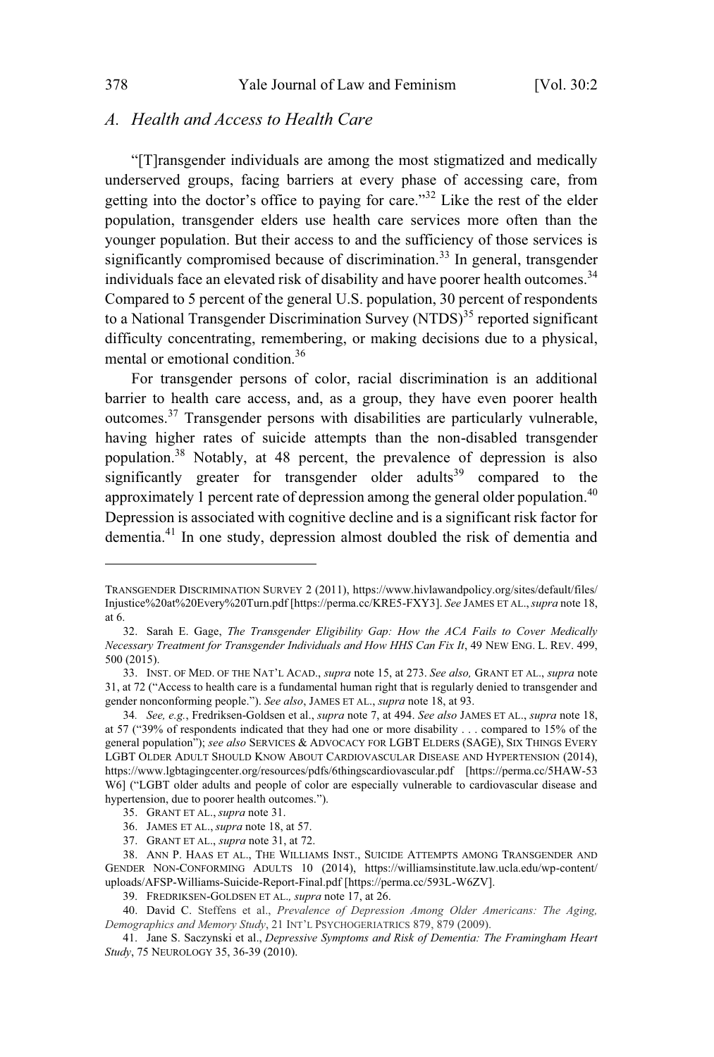## A. Health and Access to Health Care

"[T]ransgender individuals are among the most stigmatized and medically underserved groups, facing barriers at every phase of accessing care, from getting into the doctor's office to paying for care."[32] Like the rest of the elder population, transgender elders use health care services more often than the younger population. But their access to and the sufficiency of those services is significantly compromised because of discrimination.[33] In general, transgender individuals face an elevated risk of disability and have poorer health outcomes.[34] Compared to 5 percent of the general U.S. population, 30 percent of respondents to a National Transgender Discrimination Survey (NTDS)[35] reported significant difficulty concentrating, remembering, or making decisions due to a physical, mental or emotional condition.[36]

For transgender persons of color, racial discrimination is an additional barrier to health care access, and, as a group, they have even poorer health outcomes.[37] Transgender persons with disabilities are particularly vulnerable, having higher rates of suicide attempts than the non-disabled transgender population.[38] Notably, at 48 percent, the prevalence of depression is also significantly greater for transgender older adults[39] compared to the approximately 1 percent rate of depression among the general older population.[40] Depression is associated with cognitive decline and is a significant risk factor for dementia.[41] In one study, depression almost doubled the risk of dementia and

---

TRANSGENDER DISCRIMINATION SURVEY 2 (2011), https://www.hivlawandpolicy.org/sites/default/files/Injustice%20at%20Every%20Turn.pdf [https://perma.cc/KRE5-FXY3]. *See* JAMES ET AL., *supra* note 18, at 6.

32. Sarah E. Gage, *The Transgender Eligibility Gap: How the ACA Fails to Cover Medically Necessary Treatment for Transgender Individuals and How HHS Can Fix It*, 49 NEW ENG. L. REV. 499, 500 (2015).

33. INST. OF MED. OF THE NAT'L ACAD., *supra* note 15, at 273. *See also,* GRANT ET AL., *supra* note 31, at 72 ("Access to health care is a fundamental human right that is regularly denied to transgender and gender nonconforming people."). *See also*, JAMES ET AL., *supra* note 18, at 93.

34. *See, e.g.*, Fredriksen-Goldsen et al., *supra* note 7, at 494. *See also* JAMES ET AL., *supra* note 18, at 57 ("39% of respondents indicated that they had one or more disability . . . compared to 15% of the general population"); *see also* SERVICES & ADVOCACY FOR LGBT ELDERS (SAGE), SIX THINGS EVERY LGBT OLDER ADULT SHOULD KNOW ABOUT CARDIOVASCULAR DISEASE AND HYPERTENSION (2014), https://www.lgbtagingcenter.org/resources/pdfs/6thingscardiovascular.pdf [https://perma.cc/5HAW-53W6] ("LGBT older adults and people of color are especially vulnerable to cardiovascular disease and hypertension, due to poorer health outcomes.").

35. GRANT ET AL., *supra* note 31.

36. JAMES ET AL., *supra* note 18, at 57.

37. GRANT ET AL., *supra* note 31, at 72.

38. ANN P. HAAS ET AL., THE WILLIAMS INST., SUICIDE ATTEMPTS AMONG TRANSGENDER AND GENDER NON-CONFORMING ADULTS 10 (2014), https://williamsinstitute.law.ucla.edu/wp-content/uploads/AFSP-Williams-Suicide-Report-Final.pdf [https://perma.cc/593L-W6ZV].

39. FREDRIKSEN-GOLDSEN ET AL.*, supra* note 17, at 26.

40. David C. Steffens et al., *Prevalence of Depression Among Older Americans: The Aging, Demographics and Memory Study*, 21 INT'L PSYCHOGERIATRICS 879, 879 (2009).

41. Jane S. Saczynski et al., *Depressive Symptoms and Risk of Dementia: The Framingham Heart Study*, 75 NEUROLOGY 35, 36-39 (2010).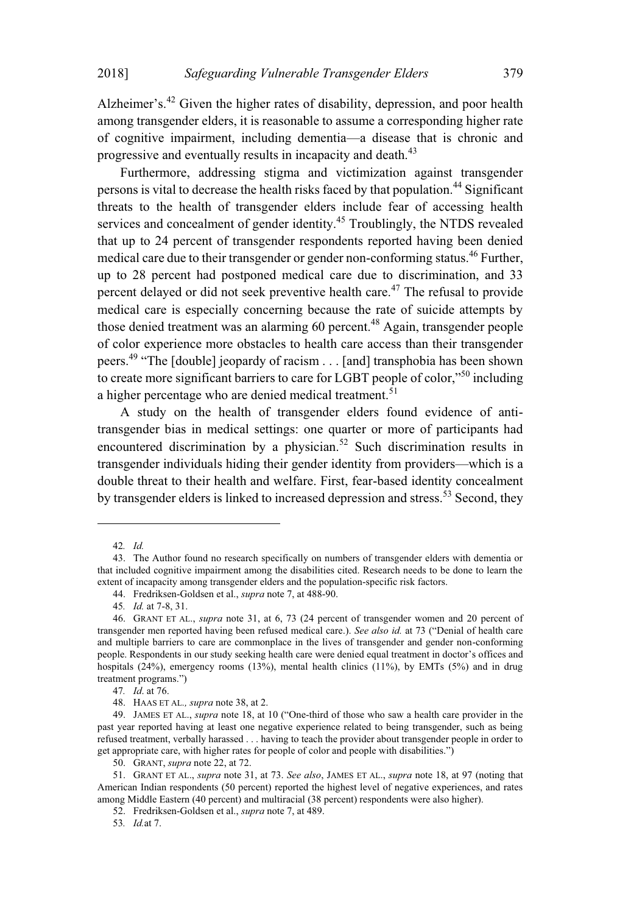Alzheimer's.[42] Given the higher rates of disability, depression, and poor health among transgender elders, it is reasonable to assume a corresponding higher rate of cognitive impairment, including dementia—a disease that is chronic and progressive and eventually results in incapacity and death.[43]

Furthermore, addressing stigma and victimization against transgender persons is vital to decrease the health risks faced by that population.[44] Significant threats to the health of transgender elders include fear of accessing health services and concealment of gender identity.[45] Troublingly, the NTDS revealed that up to 24 percent of transgender respondents reported having been denied medical care due to their transgender or gender non-conforming status.[46] Further, up to 28 percent had postponed medical care due to discrimination, and 33 percent delayed or did not seek preventive health care.[47] The refusal to provide medical care is especially concerning because the rate of suicide attempts by those denied treatment was an alarming 60 percent.[48] Again, transgender people of color experience more obstacles to health care access than their transgender peers.[49] "The [double] jeopardy of racism . . . [and] transphobia has been shown to create more significant barriers to care for LGBT people of color,"[50] including a higher percentage who are denied medical treatment.[51]

A study on the health of transgender elders found evidence of anti-transgender bias in medical settings: one quarter or more of participants had encountered discrimination by a physician.[52] Such discrimination results in transgender individuals hiding their gender identity from providers—which is a double threat to their health and welfare. First, fear-based identity concealment by transgender elders is linked to increased depression and stress.[53] Second, they

---

42. *Id.*

43. The Author found no research specifically on numbers of transgender elders with dementia or that included cognitive impairment among the disabilities cited. Research needs to be done to learn the extent of incapacity among transgender elders and the population-specific risk factors.

44. Fredriksen-Goldsen et al., *supra* note 7, at 488-90.

45. *Id.* at 7-8, 31.

46. GRANT ET AL., *supra* note 31, at 6, 73 (24 percent of transgender women and 20 percent of transgender men reported having been refused medical care.). *See also id.* at 73 ("Denial of health care and multiple barriers to care are commonplace in the lives of transgender and gender non-conforming people. Respondents in our study seeking health care were denied equal treatment in doctor's offices and hospitals (24%), emergency rooms (13%), mental health clinics (11%), by EMTs (5%) and in drug treatment programs.")

47. *Id.* at 76.

48. HAAS ET AL., *supra* note 38, at 2.

49. JAMES ET AL., *supra* note 18, at 10 ("One-third of those who saw a health care provider in the past year reported having at least one negative experience related to being transgender, such as being refused treatment, verbally harassed . . . having to teach the provider about transgender people in order to get appropriate care, with higher rates for people of color and people with disabilities.")

50. GRANT, *supra* note 22, at 72.

51. GRANT ET AL., *supra* note 31, at 73. *See also*, JAMES ET AL., *supra* note 18, at 97 (noting that American Indian respondents (50 percent) reported the highest level of negative experiences, and rates among Middle Eastern (40 percent) and multiracial (38 percent) respondents were also higher).

52. Fredriksen-Goldsen et al., *supra* note 7, at 489.

53. *Id.* at 7.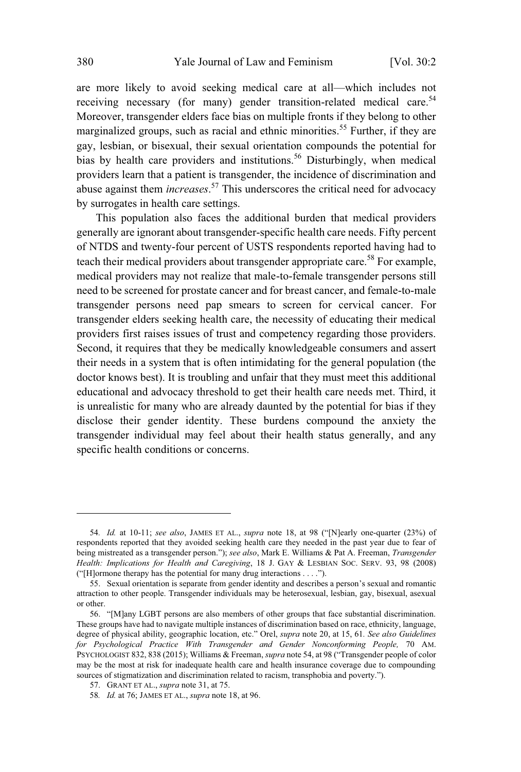are more likely to avoid seeking medical care at all—which includes not receiving necessary (for many) gender transition-related medical care.[54] Moreover, transgender elders face bias on multiple fronts if they belong to other marginalized groups, such as racial and ethnic minorities.[55] Further, if they are gay, lesbian, or bisexual, their sexual orientation compounds the potential for bias by health care providers and institutions.[56] Disturbingly, when medical providers learn that a patient is transgender, the incidence of discrimination and abuse against them *increases*.[57] This underscores the critical need for advocacy by surrogates in health care settings.

This population also faces the additional burden that medical providers generally are ignorant about transgender-specific health care needs. Fifty percent of NTDS and twenty-four percent of USTS respondents reported having had to teach their medical providers about transgender appropriate care.[58] For example, medical providers may not realize that male-to-female transgender persons still need to be screened for prostate cancer and for breast cancer, and female-to-male transgender persons need pap smears to screen for cervical cancer. For transgender elders seeking health care, the necessity of educating their medical providers first raises issues of trust and competency regarding those providers. Second, it requires that they be medically knowledgeable consumers and assert their needs in a system that is often intimidating for the general population (the doctor knows best). It is troubling and unfair that they must meet this additional educational and advocacy threshold to get their health care needs met. Third, it is unrealistic for many who are already daunted by the potential for bias if they disclose their gender identity. These burdens compound the anxiety the transgender individual may feel about their health status generally, and any specific health conditions or concerns.

---

54. *Id.* at 10-11; *see also*, JAMES ET AL., *supra* note 18, at 98 ("[N]early one-quarter (23%) of respondents reported that they avoided seeking health care they needed in the past year due to fear of being mistreated as a transgender person."); *see also*, Mark E. Williams & Pat A. Freeman, *Transgender Health: Implications for Health and Caregiving*, 18 J. GAY & LESBIAN SOC. SERV. 93, 98 (2008) ("[H]ormone therapy has the potential for many drug interactions . . . .").

55. Sexual orientation is separate from gender identity and describes a person's sexual and romantic attraction to other people. Transgender individuals may be heterosexual, lesbian, gay, bisexual, asexual or other.

56. "[M]any LGBT persons are also members of other groups that face substantial discrimination. These groups have had to navigate multiple instances of discrimination based on race, ethnicity, language, degree of physical ability, geographic location, etc." Orel, *supra* note 20, at 15, 61. *See also Guidelines for Psychological Practice With Transgender and Gender Nonconforming People,* 70 AM. PSYCHOLOGIST 832, 838 (2015); Williams & Freeman, *supra* note 54, at 98 ("Transgender people of color may be the most at risk for inadequate health care and health insurance coverage due to compounding sources of stigmatization and discrimination related to racism, transphobia and poverty.").

57. GRANT ET AL., *supra* note 31, at 75.

58. *Id.* at 76; JAMES ET AL., *supra* note 18, at 96.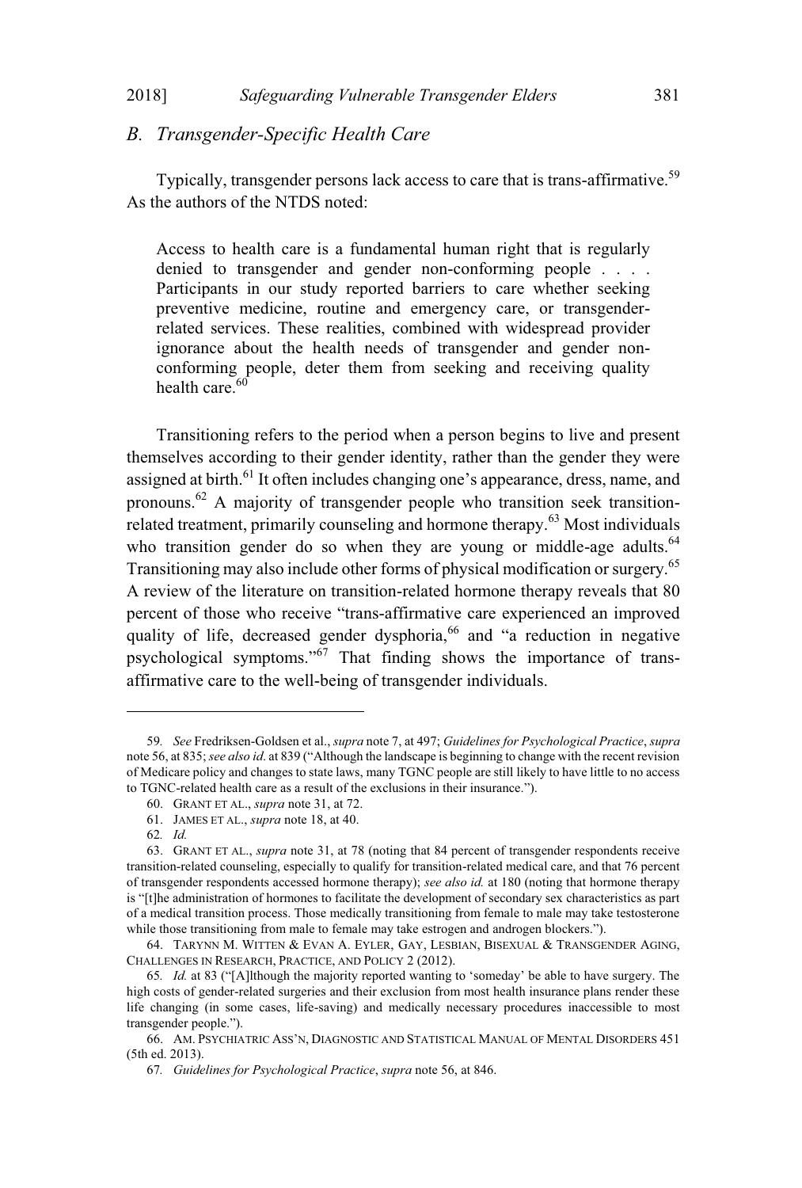## *B. Transgender-Specific Health Care*

Typically, transgender persons lack access to care that is trans-affirmative.[59] As the authors of the NTDS noted:

> Access to health care is a fundamental human right that is regularly denied to transgender and gender non-conforming people . . . . Participants in our study reported barriers to care whether seeking preventive medicine, routine and emergency care, or transgender-related services. These realities, combined with widespread provider ignorance about the health needs of transgender and gender non-conforming people, deter them from seeking and receiving quality health care.[60]

Transitioning refers to the period when a person begins to live and present themselves according to their gender identity, rather than the gender they were assigned at birth.[61] It often includes changing one's appearance, dress, name, and pronouns.[62] A majority of transgender people who transition seek transition-related treatment, primarily counseling and hormone therapy.[63] Most individuals who transition gender do so when they are young or middle-age adults.[64] Transitioning may also include other forms of physical modification or surgery.[65] A review of the literature on transition-related hormone therapy reveals that 80 percent of those who receive "trans-affirmative care experienced an improved quality of life, decreased gender dysphoria,[66] and "a reduction in negative psychological symptoms."[67] That finding shows the importance of trans-affirmative care to the well-being of transgender individuals.

---

59. *See* Fredriksen-Goldsen et al., *supra* note 7, at 497; *Guidelines for Psychological Practice*, *supra* note 56, at 835; *see also id*. at 839 ("Although the landscape is beginning to change with the recent revision of Medicare policy and changes to state laws, many TGNC people are still likely to have little to no access to TGNC-related health care as a result of the exclusions in their insurance.").

60. GRANT ET AL., *supra* note 31, at 72.

61. JAMES ET AL., *supra* note 18, at 40.

62. *Id.*

63. GRANT ET AL., *supra* note 31, at 78 (noting that 84 percent of transgender respondents receive transition-related counseling, especially to qualify for transition-related medical care, and that 76 percent of transgender respondents accessed hormone therapy); *see also id.* at 180 (noting that hormone therapy is "[t]he administration of hormones to facilitate the development of secondary sex characteristics as part of a medical transition process. Those medically transitioning from female to male may take testosterone while those transitioning from male to female may take estrogen and androgen blockers.").

64. TARYNN M. WITTEN & EVAN A. EYLER, GAY, LESBIAN, BISEXUAL & TRANSGENDER AGING, CHALLENGES IN RESEARCH, PRACTICE, AND POLICY 2 (2012).

65. *Id.* at 83 ("[A]lthough the majority reported wanting to 'someday' be able to have surgery. The high costs of gender-related surgeries and their exclusion from most health insurance plans render these life changing (in some cases, life-saving) and medically necessary procedures inaccessible to most transgender people.").

66. AM. PSYCHIATRIC ASS'N, DIAGNOSTIC AND STATISTICAL MANUAL OF MENTAL DISORDERS 451 (5th ed. 2013).

67. *Guidelines for Psychological Practice*, *supra* note 56, at 846.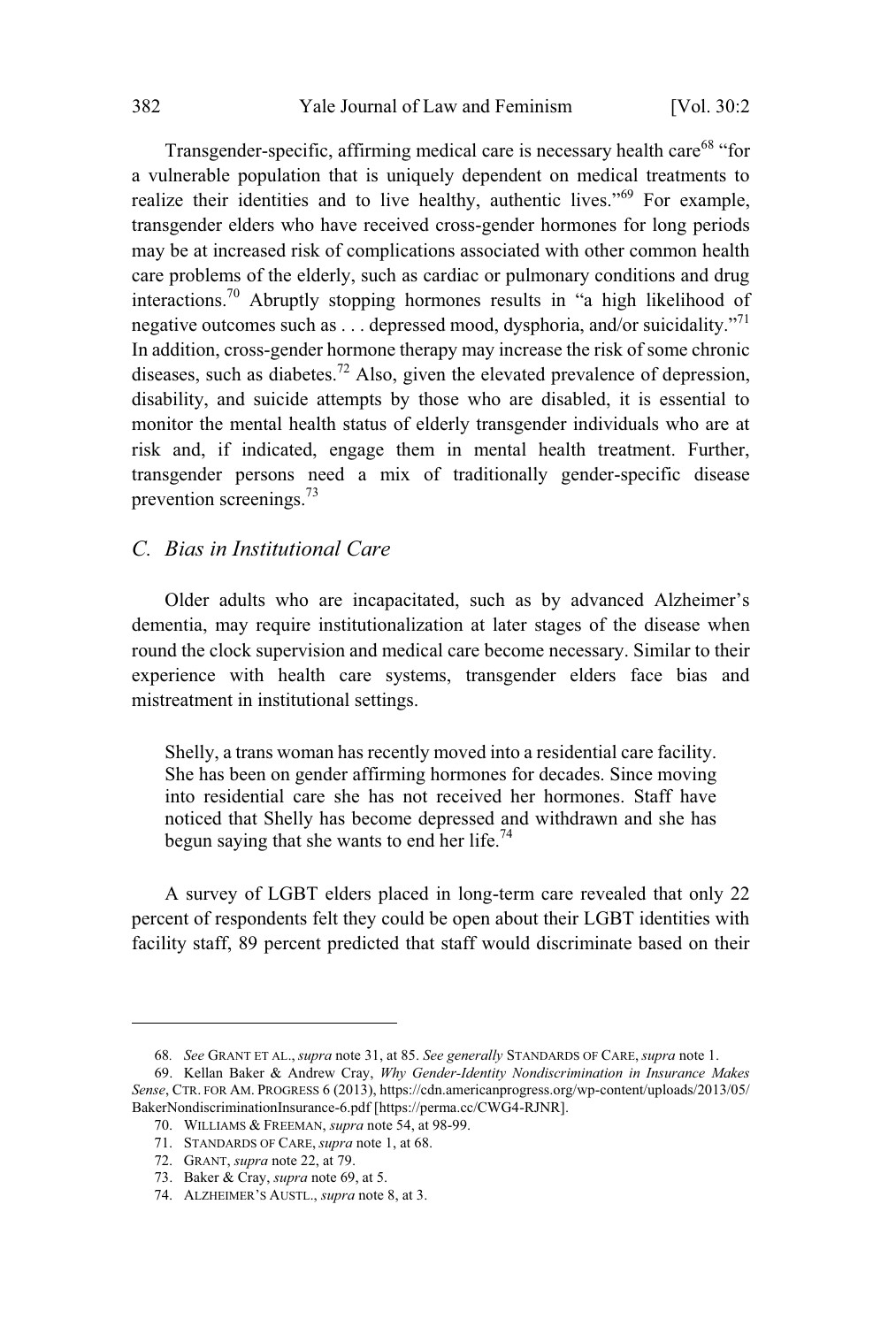Transgender-specific, affirming medical care is necessary health care[68] "for a vulnerable population that is uniquely dependent on medical treatments to realize their identities and to live healthy, authentic lives."[69] For example, transgender elders who have received cross-gender hormones for long periods may be at increased risk of complications associated with other common health care problems of the elderly, such as cardiac or pulmonary conditions and drug interactions.[70] Abruptly stopping hormones results in "a high likelihood of negative outcomes such as . . . depressed mood, dysphoria, and/or suicidality."[71] In addition, cross-gender hormone therapy may increase the risk of some chronic diseases, such as diabetes.[72] Also, given the elevated prevalence of depression, disability, and suicide attempts by those who are disabled, it is essential to monitor the mental health status of elderly transgender individuals who are at risk and, if indicated, engage them in mental health treatment. Further, transgender persons need a mix of traditionally gender-specific disease prevention screenings.[73]

## C. *Bias in Institutional Care*

Older adults who are incapacitated, such as by advanced Alzheimer's dementia, may require institutionalization at later stages of the disease when round the clock supervision and medical care become necessary. Similar to their experience with health care systems, transgender elders face bias and mistreatment in institutional settings.

> Shelly, a trans woman has recently moved into a residential care facility. She has been on gender affirming hormones for decades. Since moving into residential care she has not received her hormones. Staff have noticed that Shelly has become depressed and withdrawn and she has begun saying that she wants to end her life.[74]

A survey of LGBT elders placed in long-term care revealed that only 22 percent of respondents felt they could be open about their LGBT identities with facility staff, 89 percent predicted that staff would discriminate based on their

---

68. *See* GRANT ET AL., *supra* note 31, at 85. *See generally* STANDARDS OF CARE, *supra* note 1.

69. Kellan Baker & Andrew Cray, *Why Gender-Identity Nondiscrimination in Insurance Makes Sense*, CTR. FOR AM. PROGRESS 6 (2013), https://cdn.americanprogress.org/wp-content/uploads/2013/05/BakerNondiscriminationInsurance-6.pdf [https://perma.cc/CWG4-RJNR].

70. WILLIAMS & FREEMAN, *supra* note 54, at 98-99.

71. STANDARDS OF CARE, *supra* note 1, at 68.

72. GRANT, *supra* note 22, at 79.

73. Baker & Cray, *supra* note 69, at 5.

74. ALZHEIMER'S AUSTL., *supra* note 8, at 3.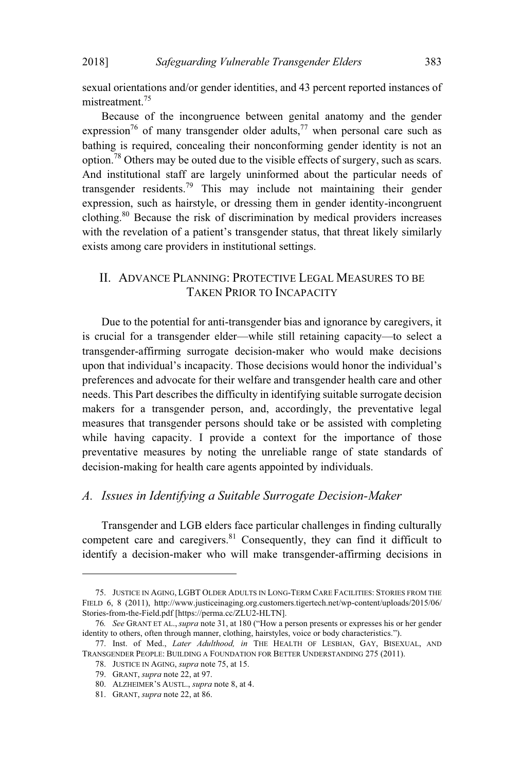sexual orientations and/or gender identities, and 43 percent reported instances of mistreatment.[75]

Because of the incongruence between genital anatomy and the gender expression[76] of many transgender older adults,[77] when personal care such as bathing is required, concealing their nonconforming gender identity is not an option.[78] Others may be outed due to the visible effects of surgery, such as scars. And institutional staff are largely uninformed about the particular needs of transgender residents.[79] This may include not maintaining their gender expression, such as hairstyle, or dressing them in gender identity-incongruent clothing.[80] Because the risk of discrimination by medical providers increases with the revelation of a patient's transgender status, that threat likely similarly exists among care providers in institutional settings.

## II. Advance Planning: Protective Legal Measures to be Taken Prior to Incapacity

Due to the potential for anti-transgender bias and ignorance by caregivers, it is crucial for a transgender elder—while still retaining capacity—to select a transgender-affirming surrogate decision-maker who would make decisions upon that individual's incapacity. Those decisions would honor the individual's preferences and advocate for their welfare and transgender health care and other needs. This Part describes the difficulty in identifying suitable surrogate decision makers for a transgender person, and, accordingly, the preventative legal measures that transgender persons should take or be assisted with completing while having capacity. I provide a context for the importance of those preventative measures by noting the unreliable range of state standards of decision-making for health care agents appointed by individuals.

### *A. Issues in Identifying a Suitable Surrogate Decision-Maker*

Transgender and LGB elders face particular challenges in finding culturally competent care and caregivers.[81] Consequently, they can find it difficult to identify a decision-maker who will make transgender-affirming decisions in

---

75. Justice in Aging, LGBT Older Adults in Long-Term Care Facilities: Stories from the Field 6, 8 (2011), http://www.justiceinaging.org.customers.tigertech.net/wp-content/uploads/2015/06/Stories-from-the-Field.pdf [https://perma.cc/ZLU2-HLTN].

76. *See* Grant et al., *supra* note 31, at 180 ("How a person presents or expresses his or her gender identity to others, often through manner, clothing, hairstyles, voice or body characteristics.").

77. Inst. of Med., *Later Adulthood, in* The Health of Lesbian, Gay, Bisexual, and Transgender People: Building a Foundation for Better Understanding 275 (2011).

78. Justice in Aging, *supra* note 75, at 15.

79. Grant, *supra* note 22, at 97.

80. Alzheimer's Austl., *supra* note 8, at 4.

81. Grant, *supra* note 22, at 86.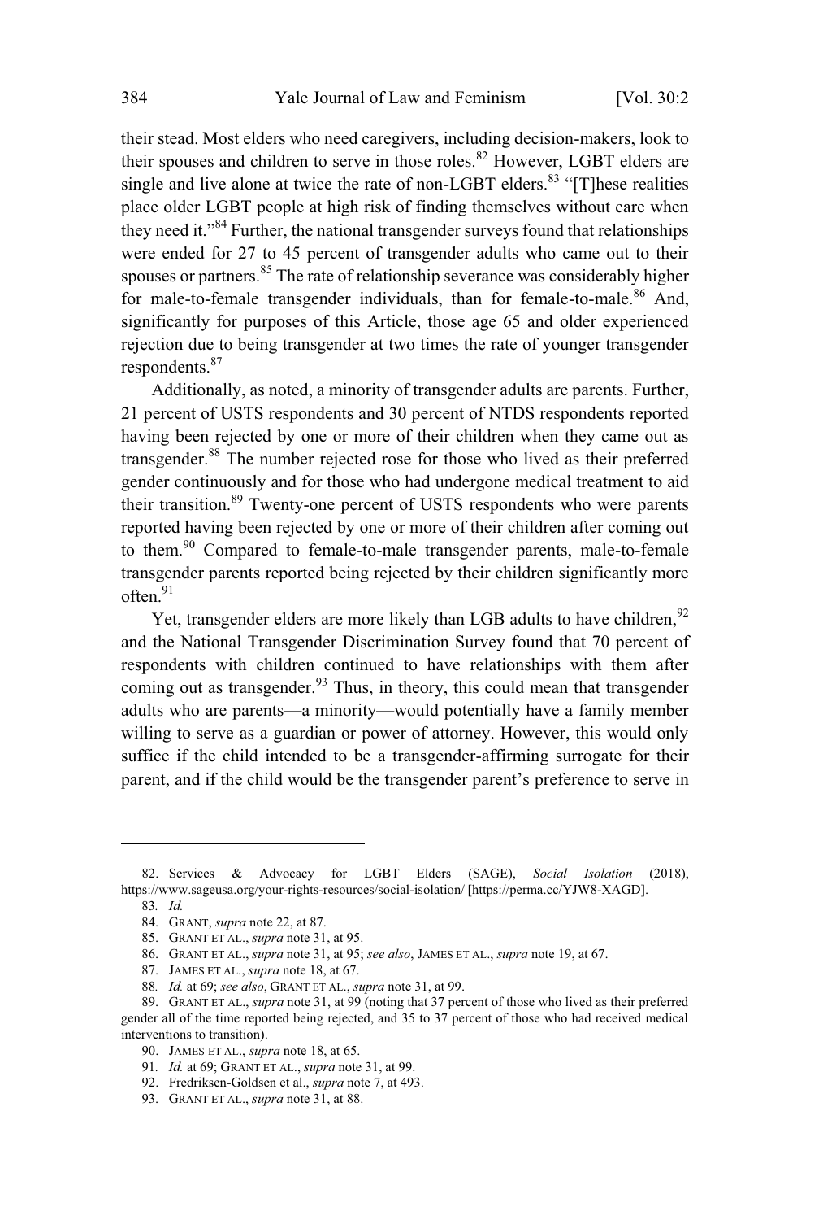their stead. Most elders who need caregivers, including decision-makers, look to their spouses and children to serve in those roles.[82] However, LGBT elders are single and live alone at twice the rate of non-LGBT elders.[83] "[T]hese realities place older LGBT people at high risk of finding themselves without care when they need it."[84] Further, the national transgender surveys found that relationships were ended for 27 to 45 percent of transgender adults who came out to their spouses or partners.[85] The rate of relationship severance was considerably higher for male-to-female transgender individuals, than for female-to-male.[86] And, significantly for purposes of this Article, those age 65 and older experienced rejection due to being transgender at two times the rate of younger transgender respondents.[87]

Additionally, as noted, a minority of transgender adults are parents. Further, 21 percent of USTS respondents and 30 percent of NTDS respondents reported having been rejected by one or more of their children when they came out as transgender.[88] The number rejected rose for those who lived as their preferred gender continuously and for those who had undergone medical treatment to aid their transition.[89] Twenty-one percent of USTS respondents who were parents reported having been rejected by one or more of their children after coming out to them.[90] Compared to female-to-male transgender parents, male-to-female transgender parents reported being rejected by their children significantly more often.[91]

Yet, transgender elders are more likely than LGB adults to have children,[92] and the National Transgender Discrimination Survey found that 70 percent of respondents with children continued to have relationships with them after coming out as transgender.[93] Thus, in theory, this could mean that transgender adults who are parents—a minority—would potentially have a family member willing to serve as a guardian or power of attorney. However, this would only suffice if the child intended to be a transgender-affirming surrogate for their parent, and if the child would be the transgender parent's preference to serve in

---

82. Services & Advocacy for LGBT Elders (SAGE), *Social Isolation* (2018), https://www.sageusa.org/your-rights-resources/social-isolation/ [https://perma.cc/YJW8-XAGD].

83. *Id.*

84. GRANT, *supra* note 22, at 87.

85. GRANT ET AL., *supra* note 31, at 95.

86. GRANT ET AL., *supra* note 31, at 95; *see also*, JAMES ET AL., *supra* note 19, at 67.

87. JAMES ET AL., *supra* note 18, at 67.

88. *Id.* at 69; *see also*, GRANT ET AL., *supra* note 31, at 99.

89. GRANT ET AL., *supra* note 31, at 99 (noting that 37 percent of those who lived as their preferred gender all of the time reported being rejected, and 35 to 37 percent of those who had received medical interventions to transition).

90. JAMES ET AL., *supra* note 18, at 65.

91. *Id.* at 69; GRANT ET AL., *supra* note 31, at 99.

92. Fredriksen-Goldsen et al., *supra* note 7, at 493.

93. GRANT ET AL., *supra* note 31, at 88.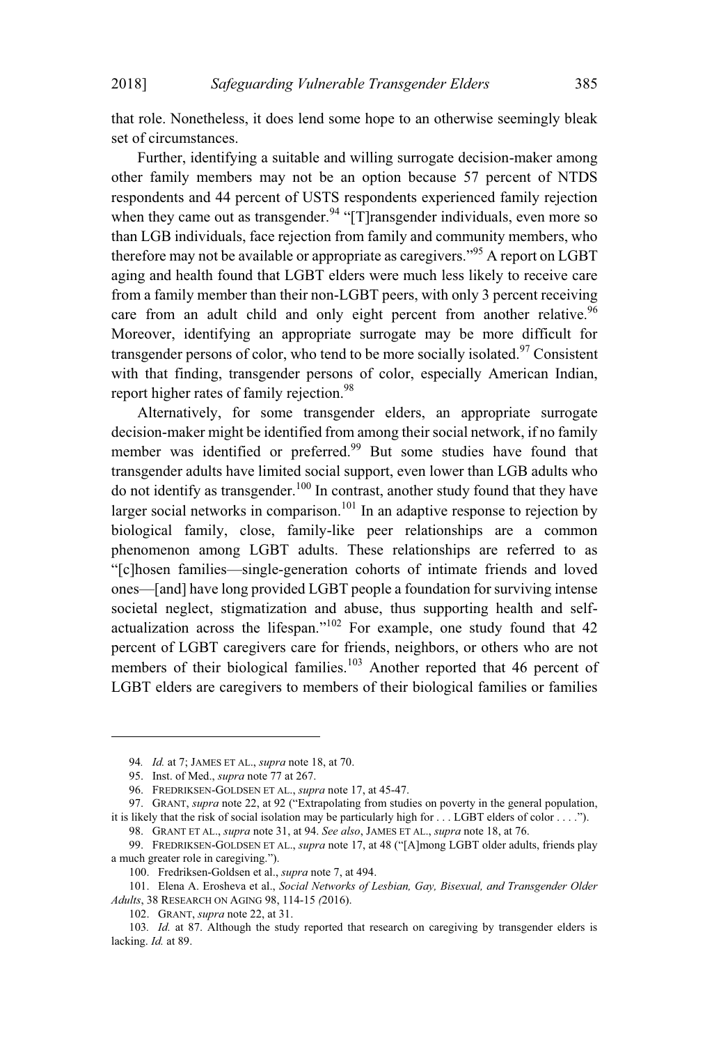that role. Nonetheless, it does lend some hope to an otherwise seemingly bleak set of circumstances.

Further, identifying a suitable and willing surrogate decision-maker among other family members may not be an option because 57 percent of NTDS respondents and 44 percent of USTS respondents experienced family rejection when they came out as transgender.[94] "[T]ransgender individuals, even more so than LGB individuals, face rejection from family and community members, who therefore may not be available or appropriate as caregivers."[95] A report on LGBT aging and health found that LGBT elders were much less likely to receive care from a family member than their non-LGBT peers, with only 3 percent receiving care from an adult child and only eight percent from another relative.[96] Moreover, identifying an appropriate surrogate may be more difficult for transgender persons of color, who tend to be more socially isolated.[97] Consistent with that finding, transgender persons of color, especially American Indian, report higher rates of family rejection.[98]

Alternatively, for some transgender elders, an appropriate surrogate decision-maker might be identified from among their social network, if no family member was identified or preferred.[99] But some studies have found that transgender adults have limited social support, even lower than LGB adults who do not identify as transgender.[100] In contrast, another study found that they have larger social networks in comparison.[101] In an adaptive response to rejection by biological family, close, family-like peer relationships are a common phenomenon among LGBT adults. These relationships are referred to as "[c]hosen families—single-generation cohorts of intimate friends and loved ones—[and] have long provided LGBT people a foundation for surviving intense societal neglect, stigmatization and abuse, thus supporting health and self-actualization across the lifespan."[102] For example, one study found that 42 percent of LGBT caregivers care for friends, neighbors, or others who are not members of their biological families.[103] Another reported that 46 percent of LGBT elders are caregivers to members of their biological families or families

---

94. *Id.* at 7; JAMES ET AL., *supra* note 18, at 70.

95. Inst. of Med., *supra* note 77 at 267.

96. FREDRIKSEN-GOLDSEN ET AL., *supra* note 17, at 45-47.

97. GRANT, *supra* note 22, at 92 ("Extrapolating from studies on poverty in the general population, it is likely that the risk of social isolation may be particularly high for . . . LGBT elders of color . . . .").

98. GRANT ET AL., *supra* note 31, at 94. *See also*, JAMES ET AL., *supra* note 18, at 76.

99. FREDRIKSEN-GOLDSEN ET AL., *supra* note 17, at 48 ("[A]mong LGBT older adults, friends play a much greater role in caregiving.").

100. Fredriksen-Goldsen et al., *supra* note 7, at 494.

101. Elena A. Erosheva et al., *Social Networks of Lesbian, Gay, Bisexual, and Transgender Older Adults*, 38 RESEARCH ON AGING 98, 114-15 (2016).

102. GRANT, *supra* note 22, at 31.

103. *Id.* at 87. Although the study reported that research on caregiving by transgender elders is lacking. *Id.* at 89.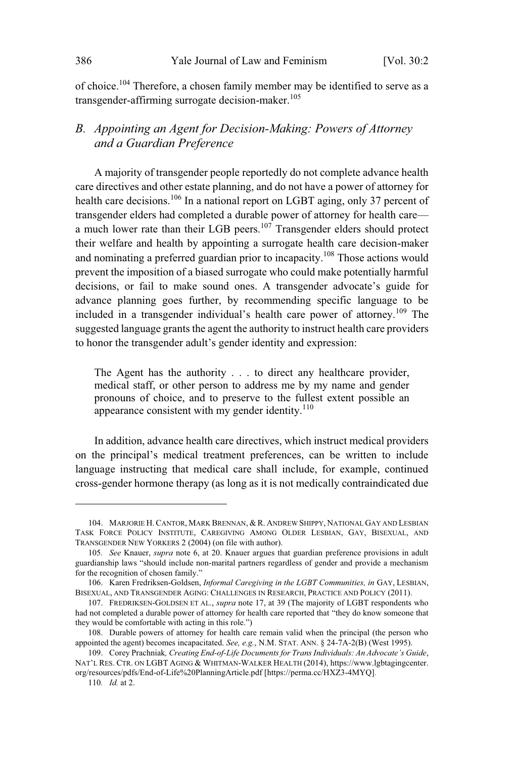of choice.[104] Therefore, a chosen family member may be identified to serve as a transgender-affirming surrogate decision-maker.[105]

## B. *Appointing an Agent for Decision-Making: Powers of Attorney and a Guardian Preference*

A majority of transgender people reportedly do not complete advance health care directives and other estate planning, and do not have a power of attorney for health care decisions.[106] In a national report on LGBT aging, only 37 percent of transgender elders had completed a durable power of attorney for health care—a much lower rate than their LGB peers.[107] Transgender elders should protect their welfare and health by appointing a surrogate health care decision-maker and nominating a preferred guardian prior to incapacity.[108] Those actions would prevent the imposition of a biased surrogate who could make potentially harmful decisions, or fail to make sound ones. A transgender advocate's guide for advance planning goes further, by recommending specific language to be included in a transgender individual's health care power of attorney.[109] The suggested language grants the agent the authority to instruct health care providers to honor the transgender adult's gender identity and expression:

> The Agent has the authority . . . to direct any healthcare provider, medical staff, or other person to address me by my name and gender pronouns of choice, and to preserve to the fullest extent possible an appearance consistent with my gender identity.[110]

In addition, advance health care directives, which instruct medical providers on the principal's medical treatment preferences, can be written to include language instructing that medical care shall include, for example, continued cross-gender hormone therapy (as long as it is not medically contraindicated due

---

104. MARJORIE H. CANTOR, MARK BRENNAN, & R. ANDREW SHIPPY, NATIONAL GAY AND LESBIAN TASK FORCE POLICY INSTITUTE, CAREGIVING AMONG OLDER LESBIAN, GAY, BISEXUAL, AND TRANSGENDER NEW YORKERS 2 (2004) (on file with author).

105. *See* Knauer, *supra* note 6, at 20. Knauer argues that guardian preference provisions in adult guardianship laws "should include non-marital partners regardless of gender and provide a mechanism for the recognition of chosen family."

106. Karen Fredriksen-Goldsen, *Informal Caregiving in the LGBT Communities, in* GAY, LESBIAN, BISEXUAL, AND TRANSGENDER AGING: CHALLENGES IN RESEARCH, PRACTICE AND POLICY (2011).

107. FREDRIKSEN-GOLDSEN ET AL., *supra* note 17, at 39 (The majority of LGBT respondents who had not completed a durable power of attorney for health care reported that "they do know someone that they would be comfortable with acting in this role.")

108. Durable powers of attorney for health care remain valid when the principal (the person who appointed the agent) becomes incapacitated. *See, e.g.*, N.M. STAT. ANN. § 24-7A-2(B) (West 1995).

109. Corey Prachniak, *Creating End-of-Life Documents for Trans Individuals: An Advocate's Guide*, NAT'L RES. CTR. ON LGBT AGING & WHITMAN-WALKER HEALTH (2014), https://www.lgbtagingcenter.org/resources/pdfs/End-of-Life%20PlanningArticle.pdf [https://perma.cc/HXZ3-4MYQ].

110. *Id.* at 2.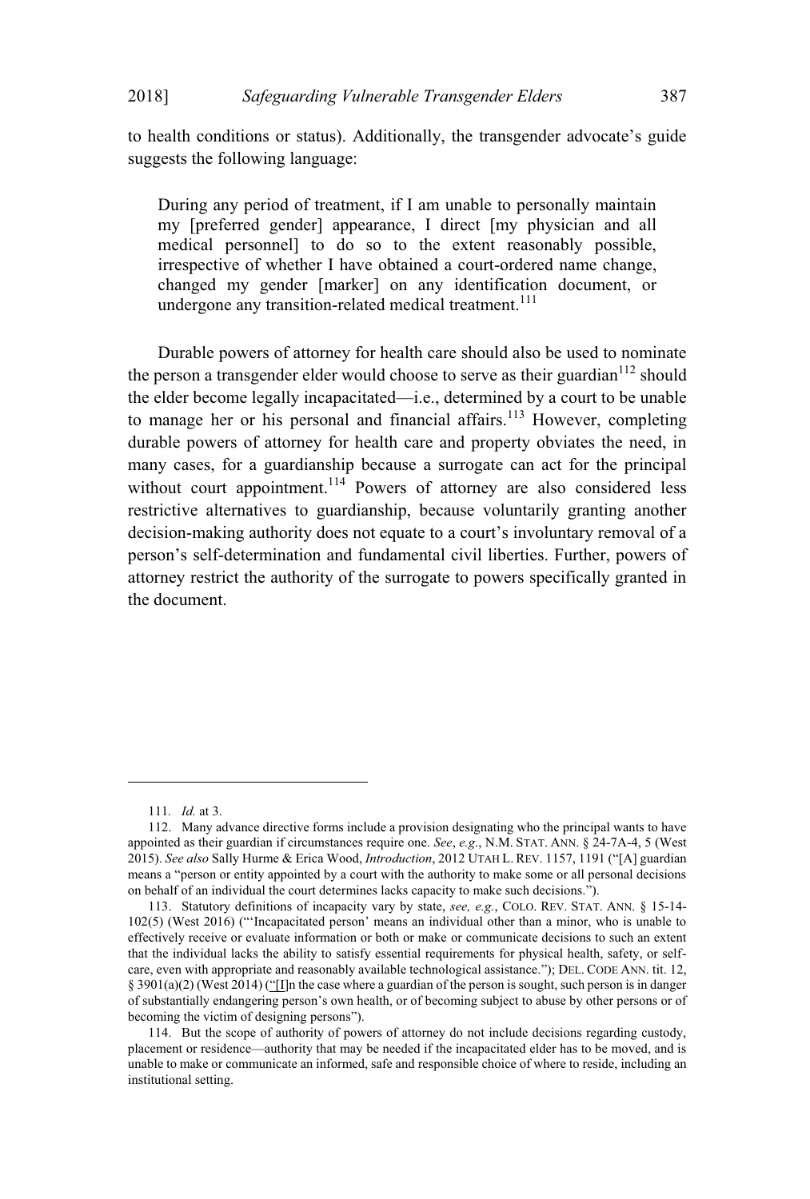to health conditions or status). Additionally, the transgender advocate's guide suggests the following language:

> During any period of treatment, if I am unable to personally maintain my [preferred gender] appearance, I direct [my physician and all medical personnel] to do so to the extent reasonably possible, irrespective of whether I have obtained a court-ordered name change, changed my gender [marker] on any identification document, or undergone any transition-related medical treatment.[111]

Durable powers of attorney for health care should also be used to nominate the person a transgender elder would choose to serve as their guardian[112] should the elder become legally incapacitated—i.e., determined by a court to be unable to manage her or his personal and financial affairs.[113] However, completing durable powers of attorney for health care and property obviates the need, in many cases, for a guardianship because a surrogate can act for the principal without court appointment.[114] Powers of attorney are also considered less restrictive alternatives to guardianship, because voluntarily granting another decision-making authority does not equate to a court's involuntary removal of a person's self-determination and fundamental civil liberties. Further, powers of attorney restrict the authority of the surrogate to powers specifically granted in the document.

---

111. *Id.* at 3.

112. Many advance directive forms include a provision designating who the principal wants to have appointed as their guardian if circumstances require one. *See*, *e.g.*, N.M. STAT. ANN. § 24-7A-4, 5 (West 2015). *See also* Sally Hurme & Erica Wood, *Introduction*, 2012 UTAH L. REV. 1157, 1191 ("[A] guardian means a "person or entity appointed by a court with the authority to make some or all personal decisions on behalf of an individual the court determines lacks capacity to make such decisions.").

113. Statutory definitions of incapacity vary by state, *see, e.g.*, COLO. REV. STAT. ANN. § 15-14-102(5) (West 2016) ("'Incapacitated person' means an individual other than a minor, who is unable to effectively receive or evaluate information or both or make or communicate decisions to such an extent that the individual lacks the ability to satisfy essential requirements for physical health, safety, or self-care, even with appropriate and reasonably available technological assistance."); DEL. CODE ANN. tit. 12, § 3901(a)(2) (West 2014) ("[I]n the case where a guardian of the person is sought, such person is in danger of substantially endangering person's own health, or of becoming subject to abuse by other persons or of becoming the victim of designing persons").

114. But the scope of authority of powers of attorney do not include decisions regarding custody, placement or residence—authority that may be needed if the incapacitated elder has to be moved, and is unable to make or communicate an informed, safe and responsible choice of where to reside, including an institutional setting.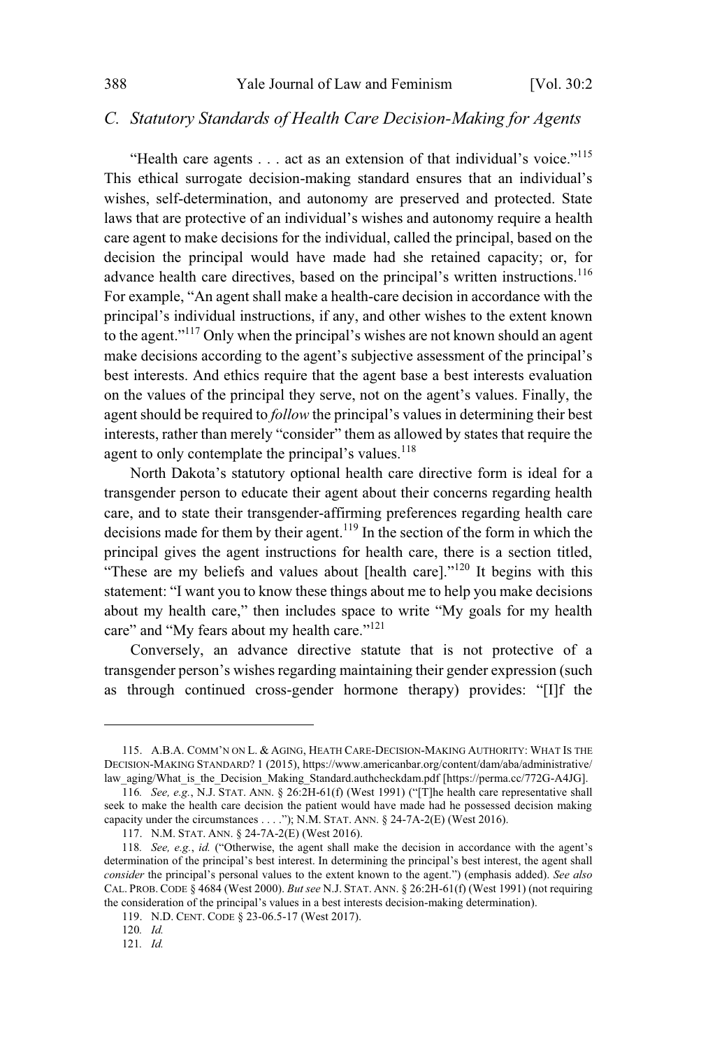### C. Statutory Standards of Health Care Decision-Making for Agents

"Health care agents . . . act as an extension of that individual's voice."[115] This ethical surrogate decision-making standard ensures that an individual's wishes, self-determination, and autonomy are preserved and protected. State laws that are protective of an individual's wishes and autonomy require a health care agent to make decisions for the individual, called the principal, based on the decision the principal would have made had she retained capacity; or, for advance health care directives, based on the principal's written instructions.[116] For example, "An agent shall make a health-care decision in accordance with the principal's individual instructions, if any, and other wishes to the extent known to the agent."[117] Only when the principal's wishes are not known should an agent make decisions according to the agent's subjective assessment of the principal's best interests. And ethics require that the agent base a best interests evaluation on the values of the principal they serve, not on the agent's values. Finally, the agent should be required to *follow* the principal's values in determining their best interests, rather than merely "consider" them as allowed by states that require the agent to only contemplate the principal's values.[118]

North Dakota's statutory optional health care directive form is ideal for a transgender person to educate their agent about their concerns regarding health care, and to state their transgender-affirming preferences regarding health care decisions made for them by their agent.[119] In the section of the form in which the principal gives the agent instructions for health care, there is a section titled, "These are my beliefs and values about [health care]."[120] It begins with this statement: "I want you to know these things about me to help you make decisions about my health care," then includes space to write "My goals for my health care" and "My fears about my health care."[121]

Conversely, an advance directive statute that is not protective of a transgender person's wishes regarding maintaining their gender expression (such as through continued cross-gender hormone therapy) provides: "[I]f the

---

115. A.B.A. COMM'N ON L. & AGING, HEATH CARE-DECISION-MAKING AUTHORITY: WHAT IS THE DECISION-MAKING STANDARD? 1 (2015), https://www.americanbar.org/content/dam/aba/administrative/law_aging/What_is_the_Decision_Making_Standard.authcheckdam.pdf [https://perma.cc/772G-A4JG].

116. *See, e.g.*, N.J. STAT. ANN. § 26:2H-61(f) (West 1991) ("[T]he health care representative shall seek to make the health care decision the patient would have made had he possessed decision making capacity under the circumstances . . . ."); N.M. STAT. ANN. § 24-7A-2(E) (West 2016).

117. N.M. STAT. ANN. § 24-7A-2(E) (West 2016).

118. *See, e.g.*, *id.* ("Otherwise, the agent shall make the decision in accordance with the agent's determination of the principal's best interest. In determining the principal's best interest, the agent shall *consider* the principal's personal values to the extent known to the agent.") (emphasis added). *See also* CAL. PROB. CODE § 4684 (West 2000). *But see* N.J. STAT. ANN. § 26:2H-61(f) (West 1991) (not requiring the consideration of the principal's values in a best interests decision-making determination).

119. N.D. CENT. CODE § 23-06.5-17 (West 2017).

120. *Id.*

121. *Id.*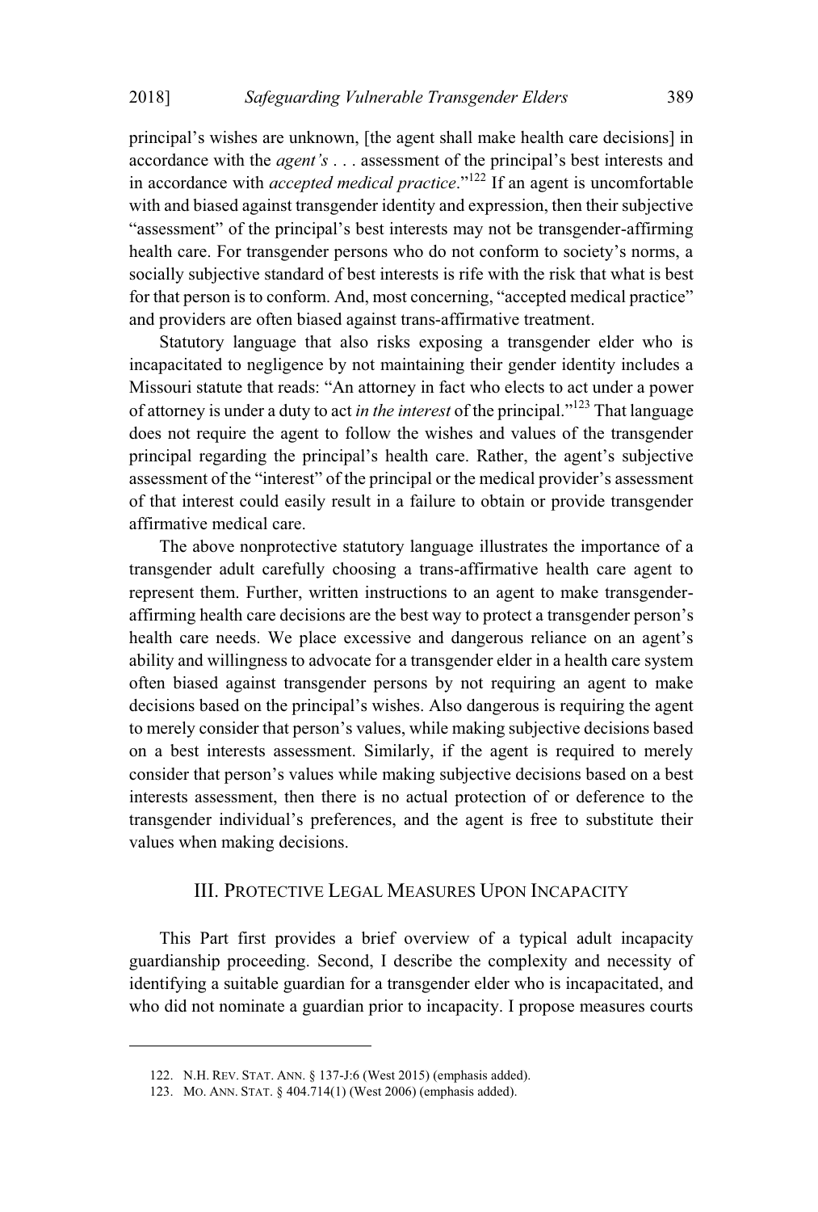principal's wishes are unknown, [the agent shall make health care decisions] in accordance with the *agent's* . . . assessment of the principal's best interests and in accordance with *accepted medical practice*."[122] If an agent is uncomfortable with and biased against transgender identity and expression, then their subjective "assessment" of the principal's best interests may not be transgender-affirming health care. For transgender persons who do not conform to society's norms, a socially subjective standard of best interests is rife with the risk that what is best for that person is to conform. And, most concerning, "accepted medical practice" and providers are often biased against trans-affirmative treatment.

Statutory language that also risks exposing a transgender elder who is incapacitated to negligence by not maintaining their gender identity includes a Missouri statute that reads: "An attorney in fact who elects to act under a power of attorney is under a duty to act *in the interest* of the principal."[123] That language does not require the agent to follow the wishes and values of the transgender principal regarding the principal's health care. Rather, the agent's subjective assessment of the "interest" of the principal or the medical provider's assessment of that interest could easily result in a failure to obtain or provide transgender affirmative medical care.

The above nonprotective statutory language illustrates the importance of a transgender adult carefully choosing a trans-affirmative health care agent to represent them. Further, written instructions to an agent to make transgender-affirming health care decisions are the best way to protect a transgender person's health care needs. We place excessive and dangerous reliance on an agent's ability and willingness to advocate for a transgender elder in a health care system often biased against transgender persons by not requiring an agent to make decisions based on the principal's wishes. Also dangerous is requiring the agent to merely consider that person's values, while making subjective decisions based on a best interests assessment. Similarly, if the agent is required to merely consider that person's values while making subjective decisions based on a best interests assessment, then there is no actual protection of or deference to the transgender individual's preferences, and the agent is free to substitute their values when making decisions.

## III. PROTECTIVE LEGAL MEASURES UPON INCAPACITY

This Part first provides a brief overview of a typical adult incapacity guardianship proceeding. Second, I describe the complexity and necessity of identifying a suitable guardian for a transgender elder who is incapacitated, and who did not nominate a guardian prior to incapacity. I propose measures courts

---

122. N.H. REV. STAT. ANN. § 137-J:6 (West 2015) (emphasis added).

123. MO. ANN. STAT. § 404.714(1) (West 2006) (emphasis added).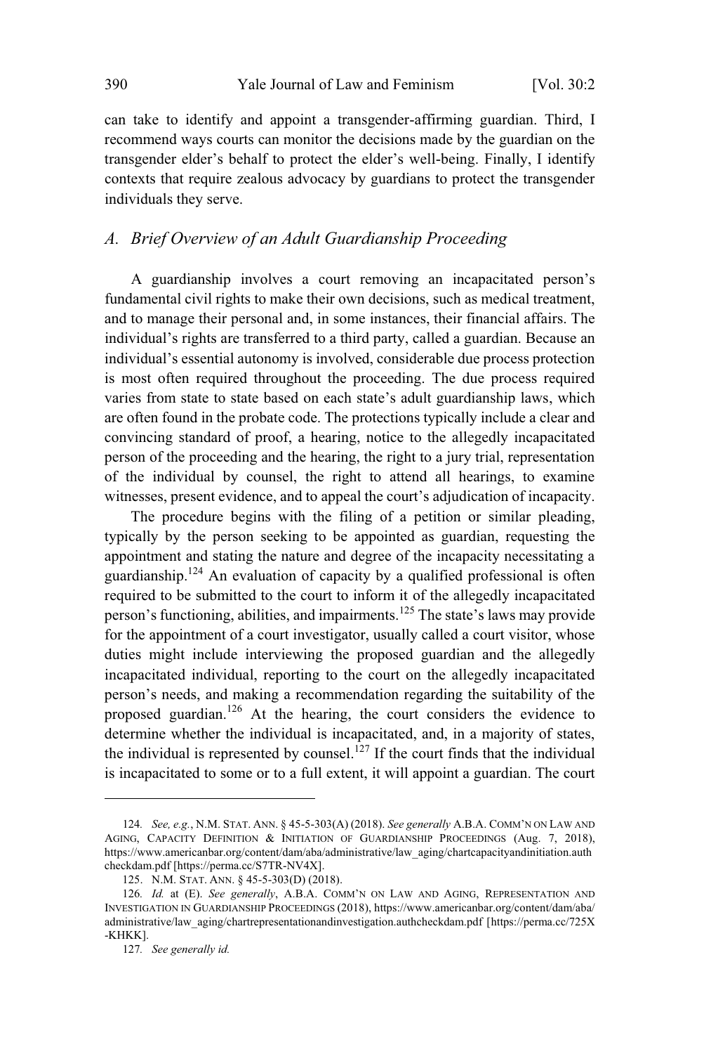can take to identify and appoint a transgender-affirming guardian. Third, I recommend ways courts can monitor the decisions made by the guardian on the transgender elder's behalf to protect the elder's well-being. Finally, I identify contexts that require zealous advocacy by guardians to protect the transgender individuals they serve.

## *A. Brief Overview of an Adult Guardianship Proceeding*

A guardianship involves a court removing an incapacitated person's fundamental civil rights to make their own decisions, such as medical treatment, and to manage their personal and, in some instances, their financial affairs. The individual's rights are transferred to a third party, called a guardian. Because an individual's essential autonomy is involved, considerable due process protection is most often required throughout the proceeding. The due process required varies from state to state based on each state's adult guardianship laws, which are often found in the probate code. The protections typically include a clear and convincing standard of proof, a hearing, notice to the allegedly incapacitated person of the proceeding and the hearing, the right to a jury trial, representation of the individual by counsel, the right to attend all hearings, to examine witnesses, present evidence, and to appeal the court's adjudication of incapacity.

The procedure begins with the filing of a petition or similar pleading, typically by the person seeking to be appointed as guardian, requesting the appointment and stating the nature and degree of the incapacity necessitating a guardianship.[124] An evaluation of capacity by a qualified professional is often required to be submitted to the court to inform it of the allegedly incapacitated person's functioning, abilities, and impairments.[125] The state's laws may provide for the appointment of a court investigator, usually called a court visitor, whose duties might include interviewing the proposed guardian and the allegedly incapacitated individual, reporting to the court on the allegedly incapacitated person's needs, and making a recommendation regarding the suitability of the proposed guardian.[126] At the hearing, the court considers the evidence to determine whether the individual is incapacitated, and, in a majority of states, the individual is represented by counsel.[127] If the court finds that the individual is incapacitated to some or to a full extent, it will appoint a guardian. The court

---

124. *See, e.g.*, N.M. STAT. ANN. § 45-5-303(A) (2018). *See generally* A.B.A. COMM'N ON LAW AND AGING, CAPACITY DEFINITION & INITIATION OF GUARDIANSHIP PROCEEDINGS (Aug. 7, 2018), https://www.americanbar.org/content/dam/aba/administrative/law_aging/chartcapacityandinitiation.authcheckdam.pdf [https://perma.cc/S7TR-NV4X].

125. N.M. STAT. ANN. § 45-5-303(D) (2018).

126. *Id.* at (E). *See generally*, A.B.A. COMM'N ON LAW AND AGING, REPRESENTATION AND INVESTIGATION IN GUARDIANSHIP PROCEEDINGS (2018), https://www.americanbar.org/content/dam/aba/administrative/law_aging/chartrepresentationandinvestigation.authcheckdam.pdf [https://perma.cc/725X-KHKK].

127. *See generally id.*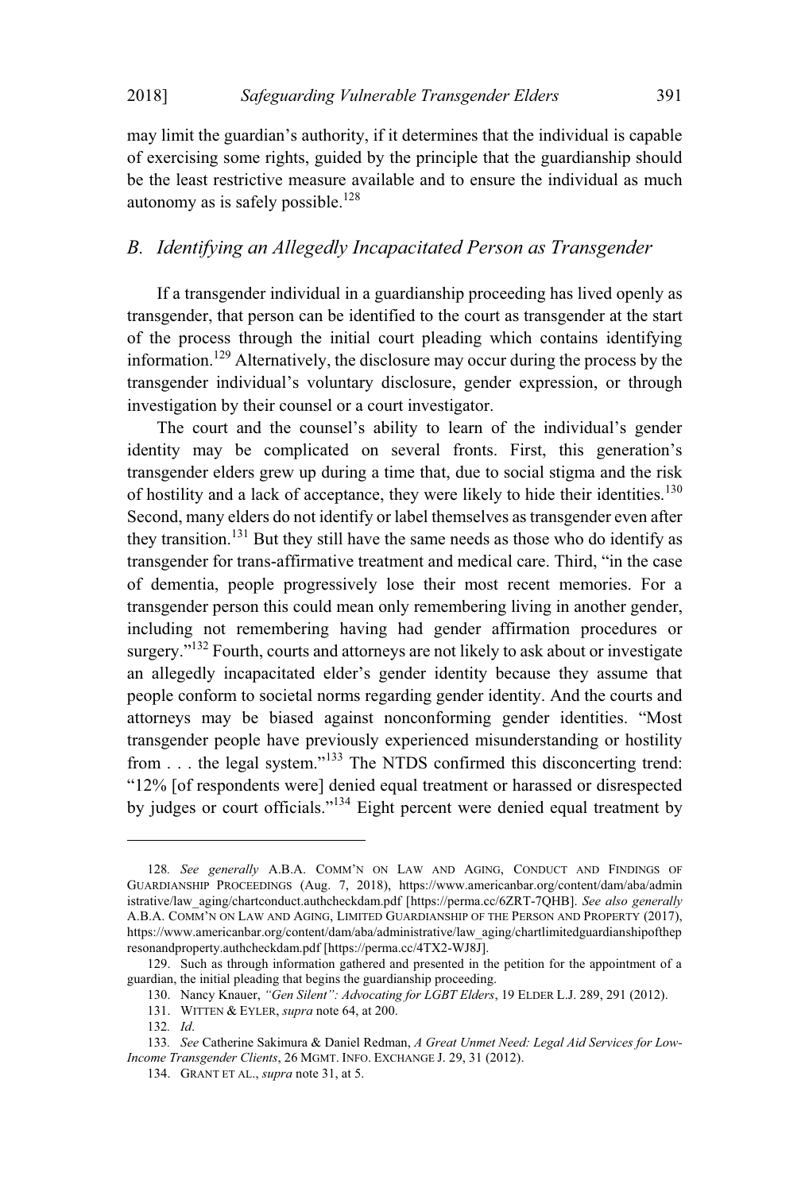may limit the guardian's authority, if it determines that the individual is capable of exercising some rights, guided by the principle that the guardianship should be the least restrictive measure available and to ensure the individual as much autonomy as is safely possible.[128]

## *B. Identifying an Allegedly Incapacitated Person as Transgender*

If a transgender individual in a guardianship proceeding has lived openly as transgender, that person can be identified to the court as transgender at the start of the process through the initial court pleading which contains identifying information.[129] Alternatively, the disclosure may occur during the process by the transgender individual's voluntary disclosure, gender expression, or through investigation by their counsel or a court investigator.

The court and the counsel's ability to learn of the individual's gender identity may be complicated on several fronts. First, this generation's transgender elders grew up during a time that, due to social stigma and the risk of hostility and a lack of acceptance, they were likely to hide their identities.[130] Second, many elders do not identify or label themselves as transgender even after they transition.[131] But they still have the same needs as those who do identify as transgender for trans-affirmative treatment and medical care. Third, "in the case of dementia, people progressively lose their most recent memories. For a transgender person this could mean only remembering living in another gender, including not remembering having had gender affirmation procedures or surgery."[132] Fourth, courts and attorneys are not likely to ask about or investigate an allegedly incapacitated elder's gender identity because they assume that people conform to societal norms regarding gender identity. And the courts and attorneys may be biased against nonconforming gender identities. "Most transgender people have previously experienced misunderstanding or hostility from . . . the legal system."[133] The NTDS confirmed this disconcerting trend: "12% [of respondents were] denied equal treatment or harassed or disrespected by judges or court officials."[134] Eight percent were denied equal treatment by

---

128. *See generally* A.B.A. COMM'N ON LAW AND AGING, CONDUCT AND FINDINGS OF GUARDIANSHIP PROCEEDINGS (Aug. 7, 2018), https://www.americanbar.org/content/dam/aba/administrative/law_aging/chartconduct.authcheckdam.pdf [https://perma.cc/6ZRT-7QHB]. *See also generally* A.B.A. COMM'N ON LAW AND AGING, LIMITED GUARDIANSHIP OF THE PERSON AND PROPERTY (2017), https://www.americanbar.org/content/dam/aba/administrative/law_aging/chartlimitedguardianshipofthepresonandproperty.authcheckdam.pdf [https://perma.cc/4TX2-WJ8J].

129. Such as through information gathered and presented in the petition for the appointment of a guardian, the initial pleading that begins the guardianship proceeding.

130. Nancy Knauer, *"Gen Silent": Advocating for LGBT Elders*, 19 ELDER L.J. 289, 291 (2012).

131. WITTEN & EYLER, *supra* note 64, at 200.

132. *Id*.

133. *See* Catherine Sakimura & Daniel Redman, *A Great Unmet Need: Legal Aid Services for Low-Income Transgender Clients*, 26 MGMT. INFO. EXCHANGE J. 29, 31 (2012).

134. GRANT ET AL., *supra* note 31, at 5.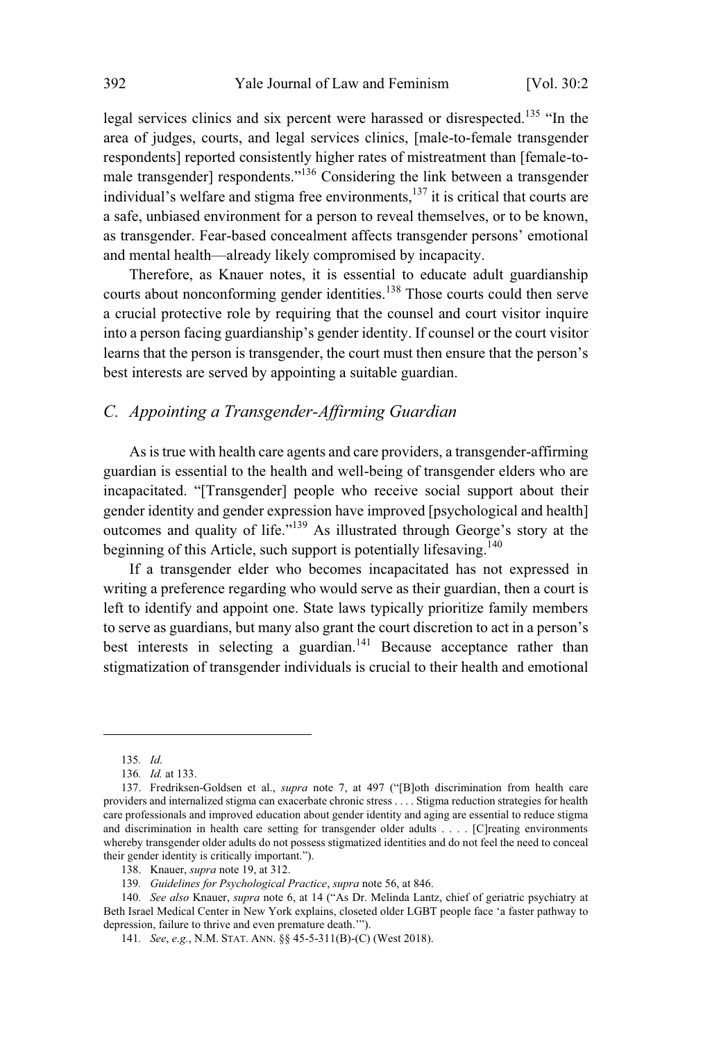legal services clinics and six percent were harassed or disrespected.[135] "In the area of judges, courts, and legal services clinics, [male-to-female transgender respondents] reported consistently higher rates of mistreatment than [female-to-male transgender] respondents."[136] Considering the link between a transgender individual's welfare and stigma free environments,[137] it is critical that courts are a safe, unbiased environment for a person to reveal themselves, or to be known, as transgender. Fear-based concealment affects transgender persons' emotional and mental health—already likely compromised by incapacity.

Therefore, as Knauer notes, it is essential to educate adult guardianship courts about nonconforming gender identities.[138] Those courts could then serve a crucial protective role by requiring that the counsel and court visitor inquire into a person facing guardianship's gender identity. If counsel or the court visitor learns that the person is transgender, the court must then ensure that the person's best interests are served by appointing a suitable guardian.

## *C. Appointing a Transgender-Affirming Guardian*

As is true with health care agents and care providers, a transgender-affirming guardian is essential to the health and well-being of transgender elders who are incapacitated. "[Transgender] people who receive social support about their gender identity and gender expression have improved [psychological and health] outcomes and quality of life."[139] As illustrated through George's story at the beginning of this Article, such support is potentially lifesaving.[140]

If a transgender elder who becomes incapacitated has not expressed in writing a preference regarding who would serve as their guardian, then a court is left to identify and appoint one. State laws typically prioritize family members to serve as guardians, but many also grant the court discretion to act in a person's best interests in selecting a guardian.[141] Because acceptance rather than stigmatization of transgender individuals is crucial to their health and emotional

---

135. *Id*.

136. *Id.* at 133.

137. Fredriksen-Goldsen et al., *supra* note 7, at 497 ("[B]oth discrimination from health care providers and internalized stigma can exacerbate chronic stress . . . . Stigma reduction strategies for health care professionals and improved education about gender identity and aging are essential to reduce stigma and discrimination in health care setting for transgender older adults . . . . [C]reating environments whereby transgender older adults do not possess stigmatized identities and do not feel the need to conceal their gender identity is critically important.").

138. Knauer, *supra* note 19, at 312.

139. *Guidelines for Psychological Practice*, *supra* note 56, at 846.

140. *See also* Knauer, *supra* note 6, at 14 ("As Dr. Melinda Lantz, chief of geriatric psychiatry at Beth Israel Medical Center in New York explains, closeted older LGBT people face 'a faster pathway to depression, failure to thrive and even premature death.'").

141. *See*, *e.g.*, N.M. STAT. ANN. §§ 45-5-311(B)-(C) (West 2018).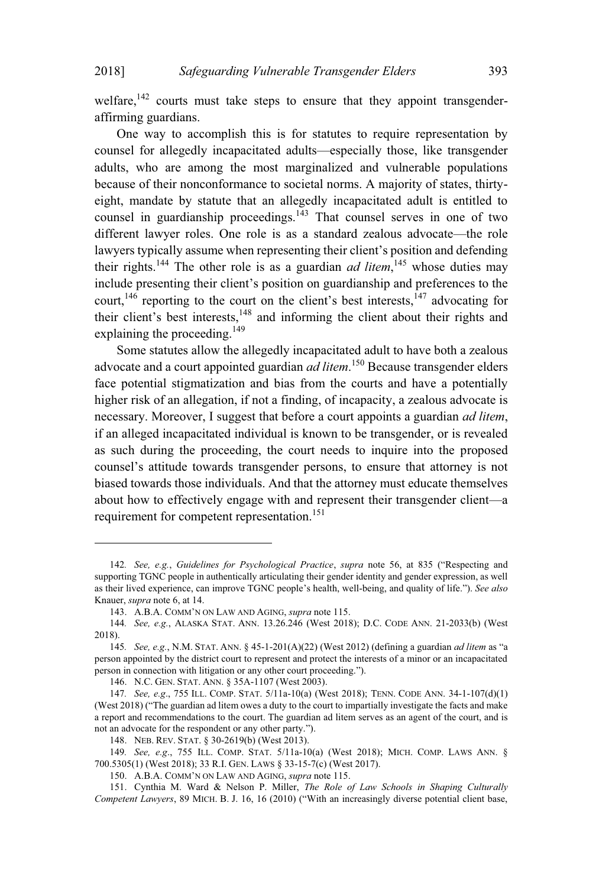welfare,[142] courts must take steps to ensure that they appoint transgender-affirming guardians.

One way to accomplish this is for statutes to require representation by counsel for allegedly incapacitated adults—especially those, like transgender adults, who are among the most marginalized and vulnerable populations because of their nonconformance to societal norms. A majority of states, thirty-eight, mandate by statute that an allegedly incapacitated adult is entitled to counsel in guardianship proceedings.[143] That counsel serves in one of two different lawyer roles. One role is as a standard zealous advocate—the role lawyers typically assume when representing their client's position and defending their rights.[144] The other role is as a guardian *ad litem*,[145] whose duties may include presenting their client's position on guardianship and preferences to the court,[146] reporting to the court on the client's best interests,[147] advocating for their client's best interests,[148] and informing the client about their rights and explaining the proceeding.[149]

Some statutes allow the allegedly incapacitated adult to have both a zealous advocate and a court appointed guardian *ad litem*.[150] Because transgender elders face potential stigmatization and bias from the courts and have a potentially higher risk of an allegation, if not a finding, of incapacity, a zealous advocate is necessary. Moreover, I suggest that before a court appoints a guardian *ad litem*, if an alleged incapacitated individual is known to be transgender, or is revealed as such during the proceeding, the court needs to inquire into the proposed counsel's attitude towards transgender persons, to ensure that attorney is not biased towards those individuals. And that the attorney must educate themselves about how to effectively engage with and represent their transgender client—a requirement for competent representation.[151]

---

142. *See, e.g.*, *Guidelines for Psychological Practice*, *supra* note 56, at 835 ("Respecting and supporting TGNC people in authentically articulating their gender identity and gender expression, as well as their lived experience, can improve TGNC people's health, well-being, and quality of life."). *See also* Knauer, *supra* note 6, at 14.

143. A.B.A. COMM'N ON LAW AND AGING, *supra* note 115.

144. *See, e.g.*, ALASKA STAT. ANN. 13.26.246 (West 2018); D.C. CODE ANN. 21-2033(b) (West 2018).

145. *See, e.g.*, N.M. STAT. ANN. § 45-1-201(A)(22) (West 2012) (defining a guardian *ad litem* as "a person appointed by the district court to represent and protect the interests of a minor or an incapacitated person in connection with litigation or any other court proceeding.").

146. N.C. GEN. STAT. ANN. § 35A-1107 (West 2003).

147. *See, e.g*., 755 ILL. COMP. STAT. 5/11a-10(a) (West 2018); TENN. CODE ANN. 34-1-107(d)(1) (West 2018) ("The guardian ad litem owes a duty to the court to impartially investigate the facts and make a report and recommendations to the court. The guardian ad litem serves as an agent of the court, and is not an advocate for the respondent or any other party.").

148. NEB. REV. STAT. § 30-2619(b) (West 2013).

149. *See, e.g*., 755 ILL. COMP. STAT. 5/11a-10(a) (West 2018); MICH. COMP. LAWS ANN. § 700.5305(1) (West 2018); 33 R.I. GEN. LAWS § 33-15-7(c) (West 2017).

150. A.B.A. COMM'N ON LAW AND AGING, *supra* note 115.

151. Cynthia M. Ward & Nelson P. Miller, *The Role of Law Schools in Shaping Culturally Competent Lawyers*, 89 MICH. B. J. 16, 16 (2010) ("With an increasingly diverse potential client base,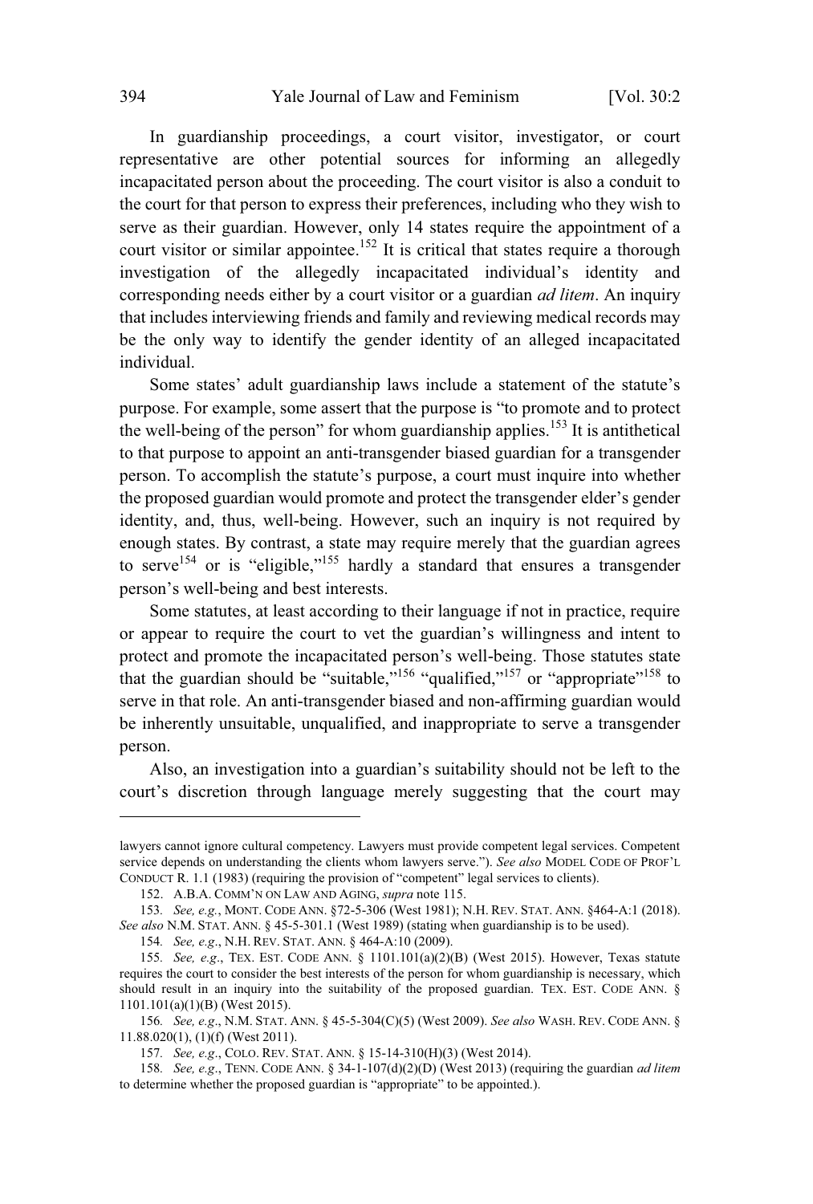In guardianship proceedings, a court visitor, investigator, or court representative are other potential sources for informing an allegedly incapacitated person about the proceeding. The court visitor is also a conduit to the court for that person to express their preferences, including who they wish to serve as their guardian. However, only 14 states require the appointment of a court visitor or similar appointee.[152] It is critical that states require a thorough investigation of the allegedly incapacitated individual's identity and corresponding needs either by a court visitor or a guardian *ad litem*. An inquiry that includes interviewing friends and family and reviewing medical records may be the only way to identify the gender identity of an alleged incapacitated individual.

Some states' adult guardianship laws include a statement of the statute's purpose. For example, some assert that the purpose is "to promote and to protect the well-being of the person" for whom guardianship applies.[153] It is antithetical to that purpose to appoint an anti-transgender biased guardian for a transgender person. To accomplish the statute's purpose, a court must inquire into whether the proposed guardian would promote and protect the transgender elder's gender identity, and, thus, well-being. However, such an inquiry is not required by enough states. By contrast, a state may require merely that the guardian agrees to serve[154] or is "eligible,"[155] hardly a standard that ensures a transgender person's well-being and best interests.

Some statutes, at least according to their language if not in practice, require or appear to require the court to vet the guardian's willingness and intent to protect and promote the incapacitated person's well-being. Those statutes state that the guardian should be "suitable,"[156] "qualified,"[157] or "appropriate"[158] to serve in that role. An anti-transgender biased and non-affirming guardian would be inherently unsuitable, unqualified, and inappropriate to serve a transgender person.

Also, an investigation into a guardian's suitability should not be left to the court's discretion through language merely suggesting that the court may

---

lawyers cannot ignore cultural competency. Lawyers must provide competent legal services. Competent service depends on understanding the clients whom lawyers serve."). *See also* MODEL CODE OF PROF'L CONDUCT R. 1.1 (1983) (requiring the provision of "competent" legal services to clients).

152. A.B.A. COMM'N ON LAW AND AGING, *supra* note 115.

153. *See, e.g.*, MONT. CODE ANN. §72-5-306 (West 1981); N.H. REV. STAT. ANN. §464-A:1 (2018). *See also* N.M. STAT. ANN. § 45-5-301.1 (West 1989) (stating when guardianship is to be used).

154. *See, e.g.*, N.H. REV. STAT. ANN. § 464-A:10 (2009).

155. *See, e.g.*, TEX. EST. CODE ANN. § 1101.101(a)(2)(B) (West 2015). However, Texas statute requires the court to consider the best interests of the person for whom guardianship is necessary, which should result in an inquiry into the suitability of the proposed guardian. TEX. EST. CODE ANN. § 1101.101(a)(1)(B) (West 2015).

156. *See, e.g.*, N.M. STAT. ANN. § 45-5-304(C)(5) (West 2009). *See also* WASH. REV. CODE ANN. § 11.88.020(1), (1)(f) (West 2011).

157. *See, e.g.*, COLO. REV. STAT. ANN. § 15-14-310(H)(3) (West 2014).

158. *See, e.g.*, TENN. CODE ANN. § 34-1-107(d)(2)(D) (West 2013) (requiring the guardian *ad litem* to determine whether the proposed guardian is "appropriate" to be appointed.).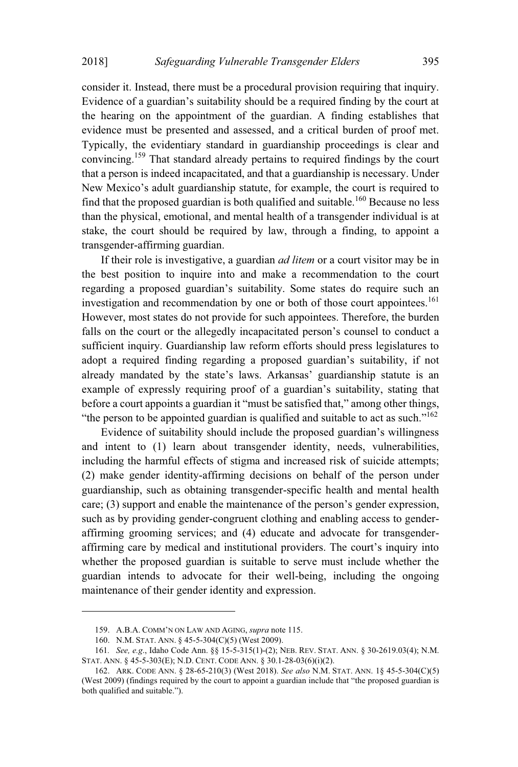consider it. Instead, there must be a procedural provision requiring that inquiry. Evidence of a guardian's suitability should be a required finding by the court at the hearing on the appointment of the guardian. A finding establishes that evidence must be presented and assessed, and a critical burden of proof met. Typically, the evidentiary standard in guardianship proceedings is clear and convincing.[159] That standard already pertains to required findings by the court that a person is indeed incapacitated, and that a guardianship is necessary. Under New Mexico's adult guardianship statute, for example, the court is required to find that the proposed guardian is both qualified and suitable.[160] Because no less than the physical, emotional, and mental health of a transgender individual is at stake, the court should be required by law, through a finding, to appoint a transgender-affirming guardian.

If their role is investigative, a guardian *ad litem* or a court visitor may be in the best position to inquire into and make a recommendation to the court regarding a proposed guardian's suitability. Some states do require such an investigation and recommendation by one or both of those court appointees.[161] However, most states do not provide for such appointees. Therefore, the burden falls on the court or the allegedly incapacitated person's counsel to conduct a sufficient inquiry. Guardianship law reform efforts should press legislatures to adopt a required finding regarding a proposed guardian's suitability, if not already mandated by the state's laws. Arkansas' guardianship statute is an example of expressly requiring proof of a guardian's suitability, stating that before a court appoints a guardian it "must be satisfied that," among other things, "the person to be appointed guardian is qualified and suitable to act as such."[162]

Evidence of suitability should include the proposed guardian's willingness and intent to (1) learn about transgender identity, needs, vulnerabilities, including the harmful effects of stigma and increased risk of suicide attempts; (2) make gender identity-affirming decisions on behalf of the person under guardianship, such as obtaining transgender-specific health and mental health care; (3) support and enable the maintenance of the person's gender expression, such as by providing gender-congruent clothing and enabling access to gender-affirming grooming services; and (4) educate and advocate for transgender-affirming care by medical and institutional providers. The court's inquiry into whether the proposed guardian is suitable to serve must include whether the guardian intends to advocate for their well-being, including the ongoing maintenance of their gender identity and expression.

---

159. A.B.A. COMM'N ON LAW AND AGING, *supra* note 115.

160. N.M. STAT. ANN. § 45-5-304(C)(5) (West 2009).

161. *See, e.g.*, Idaho Code Ann. §§ 15-5-315(1)-(2); NEB. REV. STAT. ANN. § 30-2619.03(4); N.M. STAT. ANN. § 45-5-303(E); N.D. CENT. CODE ANN. § 30.1-28-03(6)(i)(2).

162. ARK. CODE ANN. § 28-65-210(3) (West 2018). *See also* N.M. STAT. ANN. 1§ 45-5-304(C)(5) (West 2009) (findings required by the court to appoint a guardian include that "the proposed guardian is both qualified and suitable.").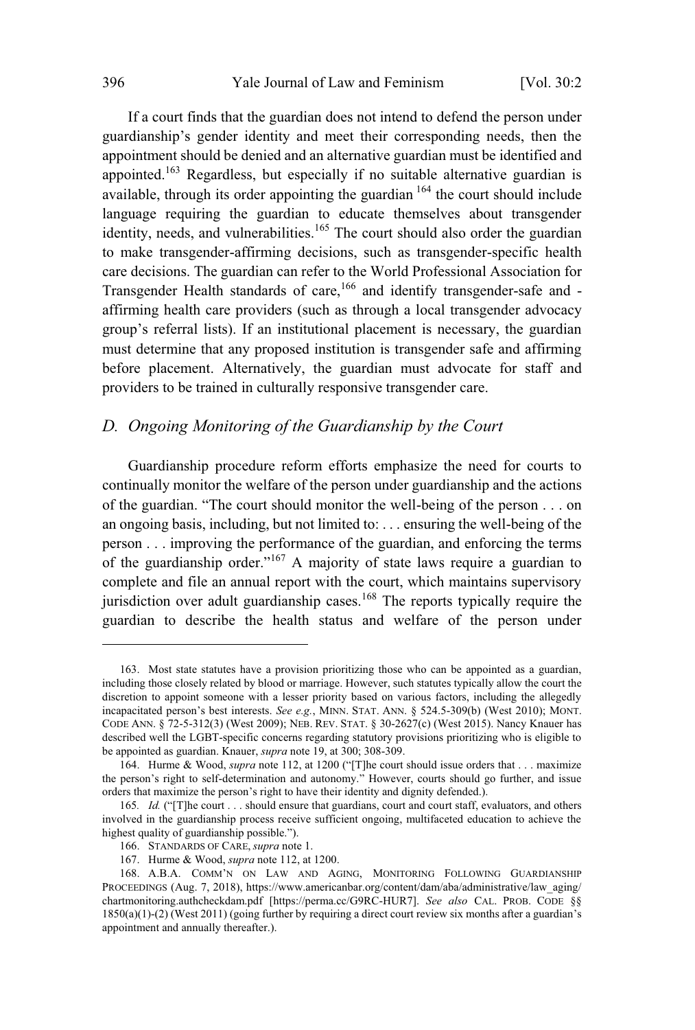If a court finds that the guardian does not intend to defend the person under guardianship's gender identity and meet their corresponding needs, then the appointment should be denied and an alternative guardian must be identified and appointed.[163] Regardless, but especially if no suitable alternative guardian is available, through its order appointing the guardian [164] the court should include language requiring the guardian to educate themselves about transgender identity, needs, and vulnerabilities.[165] The court should also order the guardian to make transgender-affirming decisions, such as transgender-specific health care decisions. The guardian can refer to the World Professional Association for Transgender Health standards of care,[166] and identify transgender-safe and -affirming health care providers (such as through a local transgender advocacy group's referral lists). If an institutional placement is necessary, the guardian must determine that any proposed institution is transgender safe and affirming before placement. Alternatively, the guardian must advocate for staff and providers to be trained in culturally responsive transgender care.

## *D. Ongoing Monitoring of the Guardianship by the Court*

Guardianship procedure reform efforts emphasize the need for courts to continually monitor the welfare of the person under guardianship and the actions of the guardian. "The court should monitor the well-being of the person . . . on an ongoing basis, including, but not limited to: . . . ensuring the well-being of the person . . . improving the performance of the guardian, and enforcing the terms of the guardianship order."[167] A majority of state laws require a guardian to complete and file an annual report with the court, which maintains supervisory jurisdiction over adult guardianship cases.[168] The reports typically require the guardian to describe the health status and welfare of the person under

---

163. Most state statutes have a provision prioritizing those who can be appointed as a guardian, including those closely related by blood or marriage. However, such statutes typically allow the court the discretion to appoint someone with a lesser priority based on various factors, including the allegedly incapacitated person's best interests. *See e.g.*, MINN. STAT. ANN. § 524.5-309(b) (West 2010); MONT. CODE ANN. § 72-5-312(3) (West 2009); NEB. REV. STAT. § 30-2627(c) (West 2015). Nancy Knauer has described well the LGBT-specific concerns regarding statutory provisions prioritizing who is eligible to be appointed as guardian. Knauer, *supra* note 19, at 300; 308-309.

164. Hurme & Wood, *supra* note 112, at 1200 ("[T]he court should issue orders that . . . maximize the person's right to self-determination and autonomy." However, courts should go further, and issue orders that maximize the person's right to have their identity and dignity defended.).

165. *Id.* ("[T]he court . . . should ensure that guardians, court and court staff, evaluators, and others involved in the guardianship process receive sufficient ongoing, multifaceted education to achieve the highest quality of guardianship possible.").

166. STANDARDS OF CARE, *supra* note 1.

167. Hurme & Wood, *supra* note 112, at 1200.

168. A.B.A. COMM'N ON LAW AND AGING, MONITORING FOLLOWING GUARDIANSHIP PROCEEDINGS (Aug. 7, 2018), https://www.americanbar.org/content/dam/aba/administrative/law_aging/chartmonitoring.authcheckdam.pdf [https://perma.cc/G9RC-HUR7]. *See also* CAL. PROB. CODE §§ 1850(a)(1)-(2) (West 2011) (going further by requiring a direct court review six months after a guardian's appointment and annually thereafter.).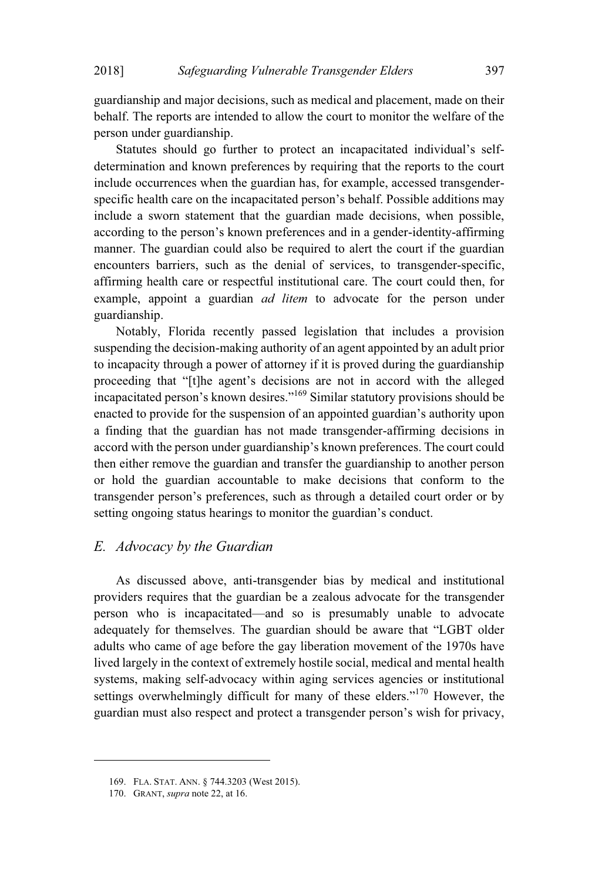guardianship and major decisions, such as medical and placement, made on their behalf. The reports are intended to allow the court to monitor the welfare of the person under guardianship.

Statutes should go further to protect an incapacitated individual's self-determination and known preferences by requiring that the reports to the court include occurrences when the guardian has, for example, accessed transgender-specific health care on the incapacitated person's behalf. Possible additions may include a sworn statement that the guardian made decisions, when possible, according to the person's known preferences and in a gender-identity-affirming manner. The guardian could also be required to alert the court if the guardian encounters barriers, such as the denial of services, to transgender-specific, affirming health care or respectful institutional care. The court could then, for example, appoint a guardian *ad litem* to advocate for the person under guardianship.

Notably, Florida recently passed legislation that includes a provision suspending the decision-making authority of an agent appointed by an adult prior to incapacity through a power of attorney if it is proved during the guardianship proceeding that "[t]he agent's decisions are not in accord with the alleged incapacitated person's known desires."[169] Similar statutory provisions should be enacted to provide for the suspension of an appointed guardian's authority upon a finding that the guardian has not made transgender-affirming decisions in accord with the person under guardianship's known preferences. The court could then either remove the guardian and transfer the guardianship to another person or hold the guardian accountable to make decisions that conform to the transgender person's preferences, such as through a detailed court order or by setting ongoing status hearings to monitor the guardian's conduct.

## *E. Advocacy by the Guardian*

As discussed above, anti-transgender bias by medical and institutional providers requires that the guardian be a zealous advocate for the transgender person who is incapacitated—and so is presumably unable to advocate adequately for themselves. The guardian should be aware that "LGBT older adults who came of age before the gay liberation movement of the 1970s have lived largely in the context of extremely hostile social, medical and mental health systems, making self-advocacy within aging services agencies or institutional settings overwhelmingly difficult for many of these elders."[170] However, the guardian must also respect and protect a transgender person's wish for privacy,

---

169. FLA. STAT. ANN. § 744.3203 (West 2015).

170. GRANT, *supra* note 22, at 16.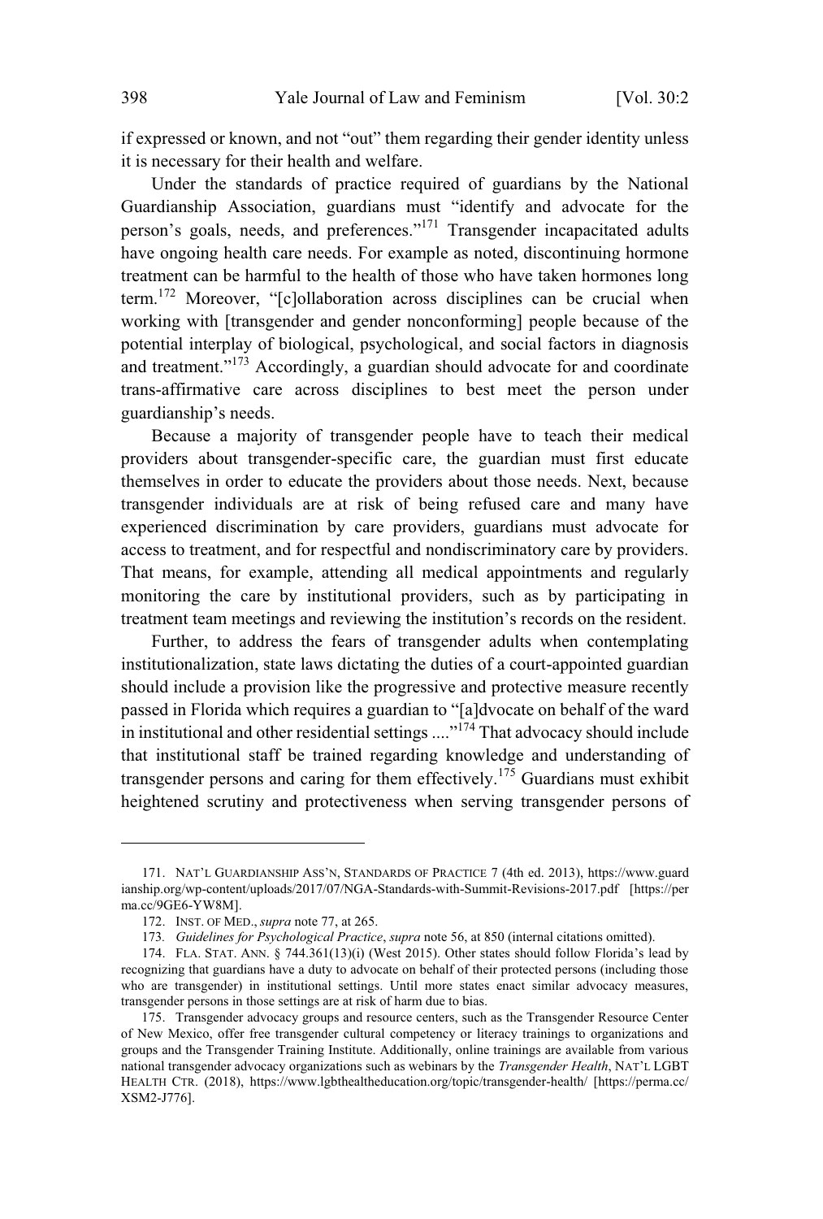if expressed or known, and not "out" them regarding their gender identity unless it is necessary for their health and welfare.

Under the standards of practice required of guardians by the National Guardianship Association, guardians must "identify and advocate for the person's goals, needs, and preferences."[171] Transgender incapacitated adults have ongoing health care needs. For example as noted, discontinuing hormone treatment can be harmful to the health of those who have taken hormones long term.[172] Moreover, "[c]ollaboration across disciplines can be crucial when working with [transgender and gender nonconforming] people because of the potential interplay of biological, psychological, and social factors in diagnosis and treatment."[173] Accordingly, a guardian should advocate for and coordinate trans-affirmative care across disciplines to best meet the person under guardianship's needs.

Because a majority of transgender people have to teach their medical providers about transgender-specific care, the guardian must first educate themselves in order to educate the providers about those needs. Next, because transgender individuals are at risk of being refused care and many have experienced discrimination by care providers, guardians must advocate for access to treatment, and for respectful and nondiscriminatory care by providers. That means, for example, attending all medical appointments and regularly monitoring the care by institutional providers, such as by participating in treatment team meetings and reviewing the institution's records on the resident.

Further, to address the fears of transgender adults when contemplating institutionalization, state laws dictating the duties of a court-appointed guardian should include a provision like the progressive and protective measure recently passed in Florida which requires a guardian to "[a]dvocate on behalf of the ward in institutional and other residential settings ...."[174] That advocacy should include that institutional staff be trained regarding knowledge and understanding of transgender persons and caring for them effectively.[175] Guardians must exhibit heightened scrutiny and protectiveness when serving transgender persons of

---

171. NAT'L GUARDIANSHIP ASS'N, STANDARDS OF PRACTICE 7 (4th ed. 2013), https://www.guardianship.org/wp-content/uploads/2017/07/NGA-Standards-with-Summit-Revisions-2017.pdf [https://perma.cc/9GE6-YW8M].

172. INST. OF MED., *supra* note 77, at 265.

173. *Guidelines for Psychological Practice*, *supra* note 56, at 850 (internal citations omitted).

174. FLA. STAT. ANN. § 744.361(13)(i) (West 2015). Other states should follow Florida's lead by recognizing that guardians have a duty to advocate on behalf of their protected persons (including those who are transgender) in institutional settings. Until more states enact similar advocacy measures, transgender persons in those settings are at risk of harm due to bias.

175. Transgender advocacy groups and resource centers, such as the Transgender Resource Center of New Mexico, offer free transgender cultural competency or literacy trainings to organizations and groups and the Transgender Training Institute. Additionally, online trainings are available from various national transgender advocacy organizations such as webinars by the *Transgender Health*, NAT'L LGBT HEALTH CTR. (2018), https://www.lgbthealtheducation.org/topic/transgender-health/ [https://perma.cc/XSM2-J776].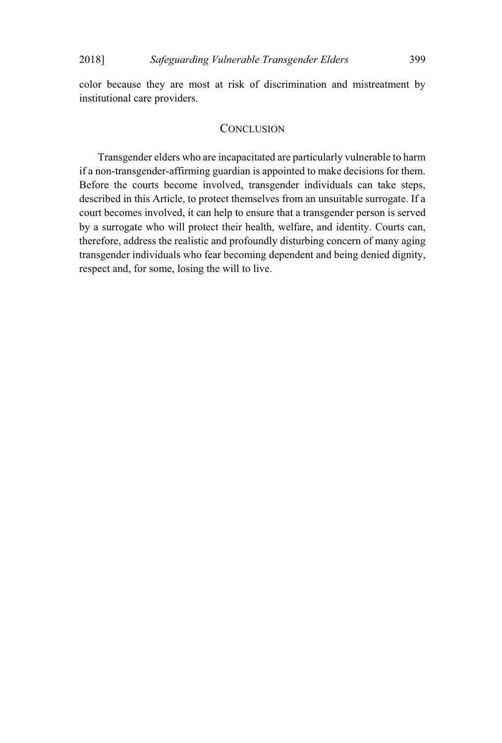color because they are most at risk of discrimination and mistreatment by institutional care providers.

## CONCLUSION

Transgender elders who are incapacitated are particularly vulnerable to harm if a non-transgender-affirming guardian is appointed to make decisions for them. Before the courts become involved, transgender individuals can take steps, described in this Article, to protect themselves from an unsuitable surrogate. If a court becomes involved, it can help to ensure that a transgender person is served by a surrogate who will protect their health, welfare, and identity. Courts can, therefore, address the realistic and profoundly disturbing concern of many aging transgender individuals who fear becoming dependent and being denied dignity, respect and, for some, losing the will to live.